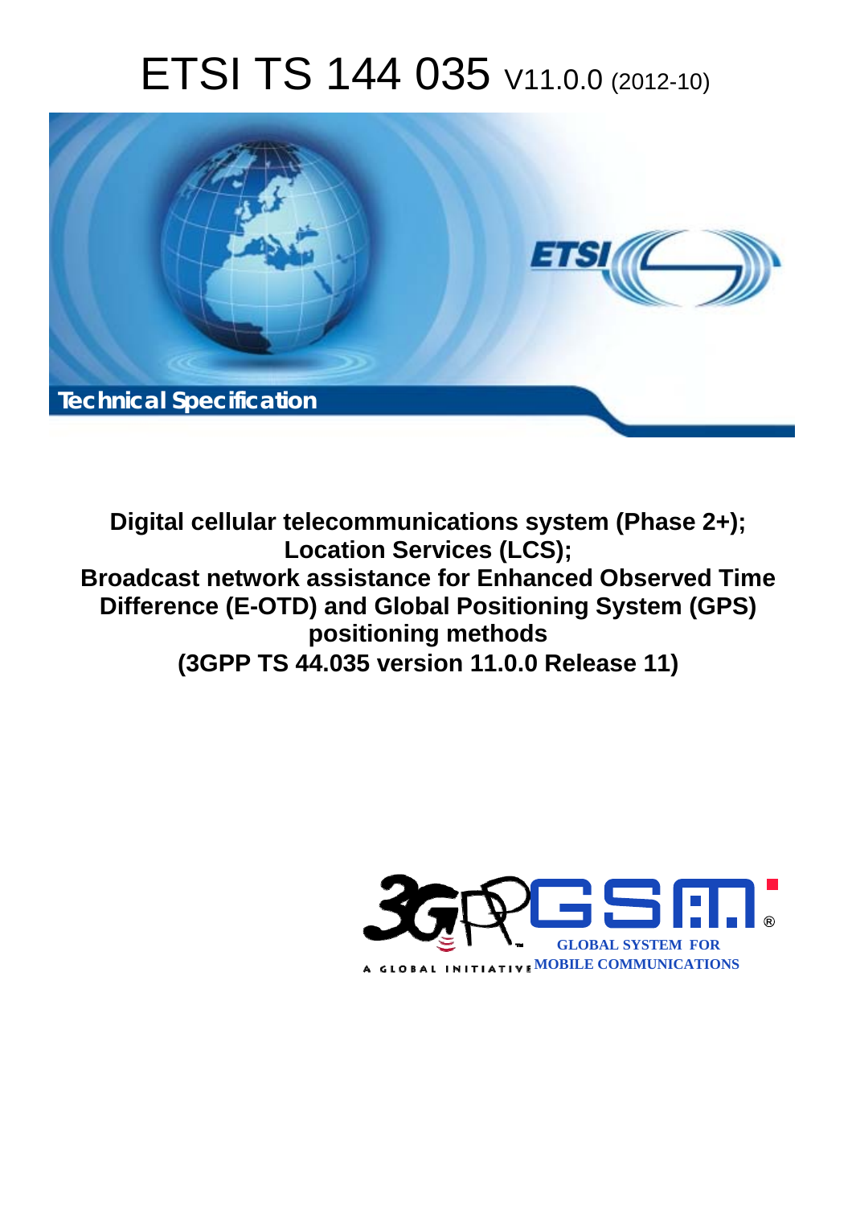# ETSI TS 144 035 V11.0.0 (2012-10)

Technical Specification

**Digital cellular telecommunications system (Phase 2+); Location Services (LCS); Broadcast network assistance for Enhanced Observed Time Difference (E-OTD) and Global Positioning System (GPS) positioning methods (3GPP TS 44.035 version 11.0.0 Release 11)**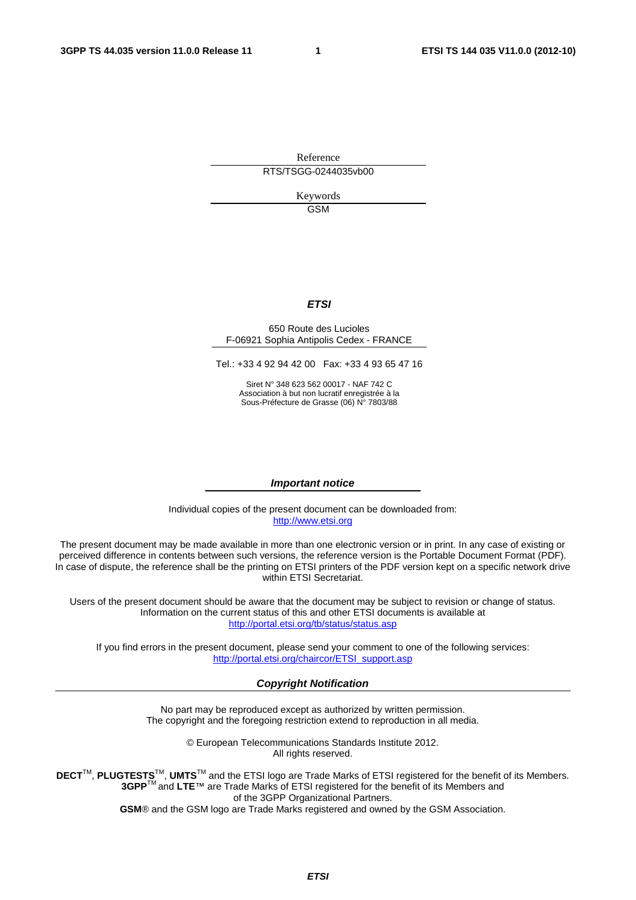Reference

RTS/TSGG-0244035vb00

Keywords

GSM

***ETSI***

650 Route des Lucioles
F-06921 Sophia Antipolis Cedex - FRANCE

Tel.: +33 4 92 94 42 00 Fax: +33 4 93 65 47 16

Siret N° 348 623 562 00017 - NAF 742 C
Association à but non lucratif enregistrée à la
Sous-Préfecture de Grasse (06) N° 7803/88

***Important notice***

Individual copies of the present document can be downloaded from:
http://www.etsi.org

The present document may be made available in more than one electronic version or in print. In any case of existing or perceived difference in contents between such versions, the reference version is the Portable Document Format (PDF). In case of dispute, the reference shall be the printing on ETSI printers of the PDF version kept on a specific network drive within ETSI Secretariat.

Users of the present document should be aware that the document may be subject to revision or change of status. Information on the current status of this and other ETSI documents is available at
http://portal.etsi.org/tb/status/status.asp

If you find errors in the present document, please send your comment to one of the following services:
http://portal.etsi.org/chaircor/ETSI_support.asp

***Copyright Notification***

No part may be reproduced except as authorized by written permission.
The copyright and the foregoing restriction extend to reproduction in all media.

© European Telecommunications Standards Institute 2012.
All rights reserved.

**DECT**™, **PLUGTESTS**™, **UMTS**™ and the ETSI logo are Trade Marks of ETSI registered for the benefit of its Members.
**3GPP**™ and **LTE**™ are Trade Marks of ETSI registered for the benefit of its Members and of the 3GPP Organizational Partners.
**GSM**® and the GSM logo are Trade Marks registered and owned by the GSM Association.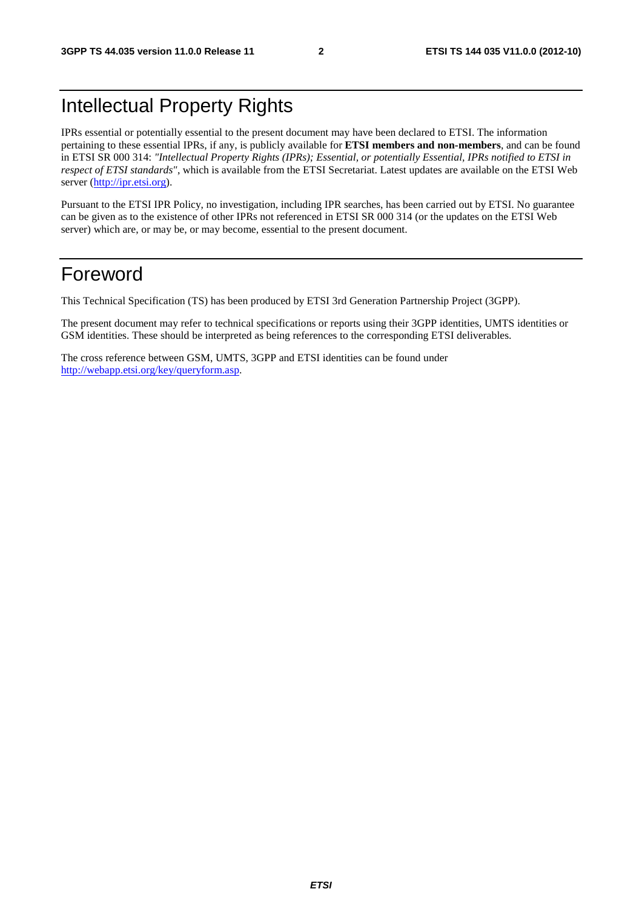# Intellectual Property Rights

IPRs essential or potentially essential to the present document may have been declared to ETSI. The information pertaining to these essential IPRs, if any, is publicly available for **ETSI members and non-members**, and can be found in ETSI SR 000 314: *"Intellectual Property Rights (IPRs); Essential, or potentially Essential, IPRs notified to ETSI in respect of ETSI standards"*, which is available from the ETSI Secretariat. Latest updates are available on the ETSI Web server (http://ipr.etsi.org).

Pursuant to the ETSI IPR Policy, no investigation, including IPR searches, has been carried out by ETSI. No guarantee can be given as to the existence of other IPRs not referenced in ETSI SR 000 314 (or the updates on the ETSI Web server) which are, or may be, or may become, essential to the present document.

# Foreword

This Technical Specification (TS) has been produced by ETSI 3rd Generation Partnership Project (3GPP).

The present document may refer to technical specifications or reports using their 3GPP identities, UMTS identities or GSM identities. These should be interpreted as being references to the corresponding ETSI deliverables.

The cross reference between GSM, UMTS, 3GPP and ETSI identities can be found under http://webapp.etsi.org/key/queryform.asp.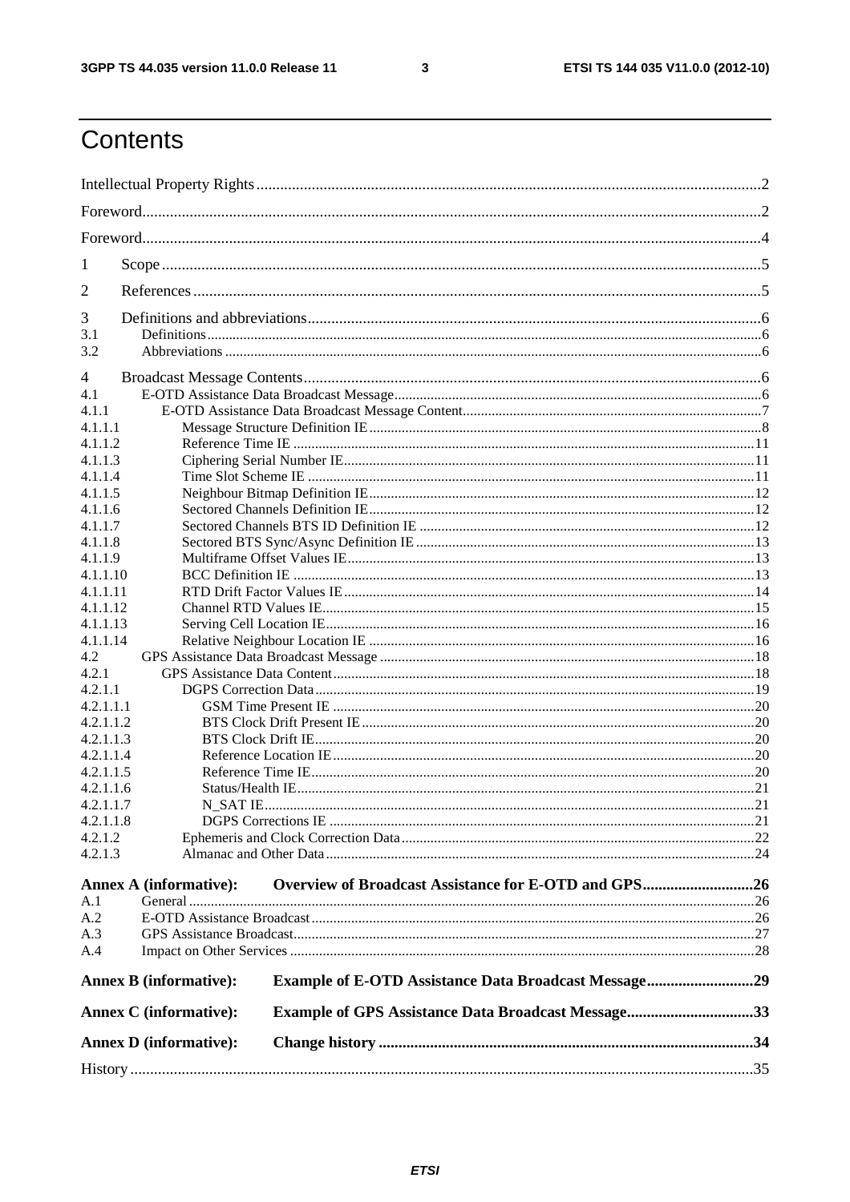# Contents

Intellectual Property Rights ... 2
Foreword ... 2
Foreword ... 4
1 Scope ... 5
2 References ... 5
3 Definitions and abbreviations ... 6
3.1 Definitions ... 6
3.2 Abbreviations ... 6
4 Broadcast Message Contents ... 6
4.1 E-OTD Assistance Data Broadcast Message ... 6
4.1.1 E-OTD Assistance Data Broadcast Message Content ... 7
4.1.1.1 Message Structure Definition IE ... 8
4.1.1.2 Reference Time IE ... 11
4.1.1.3 Ciphering Serial Number IE ... 11
4.1.1.4 Time Slot Scheme IE ... 11
4.1.1.5 Neighbour Bitmap Definition IE ... 12
4.1.1.6 Sectored Channels Definition IE ... 12
4.1.1.7 Sectored Channels BTS ID Definition IE ... 12
4.1.1.8 Sectored BTS Sync/Async Definition IE ... 13
4.1.1.9 Multiframe Offset Values IE ... 13
4.1.1.10 BCC Definition IE ... 13
4.1.1.11 RTD Drift Factor Values IE ... 14
4.1.1.12 Channel RTD Values IE ... 15
4.1.1.13 Serving Cell Location IE ... 16
4.1.1.14 Relative Neighbour Location IE ... 16
4.2 GPS Assistance Data Broadcast Message ... 18
4.2.1 GPS Assistance Data Content ... 18
4.2.1.1 DGPS Correction Data ... 19
4.2.1.1.1 GSM Time Present IE ... 20
4.2.1.1.2 BTS Clock Drift Present IE ... 20
4.2.1.1.3 BTS Clock Drift IE ... 20
4.2.1.1.4 Reference Location IE ... 20
4.2.1.1.5 Reference Time IE ... 20
4.2.1.1.6 Status/Health IE ... 21
4.2.1.1.7 N_SAT IE ... 21
4.2.1.1.8 DGPS Corrections IE ... 21
4.2.1.2 Ephemeris and Clock Correction Data ... 22
4.2.1.3 Almanac and Other Data ... 24

**Annex A (informative): Overview of Broadcast Assistance for E-OTD and GPS ... 26**
A.1 General ... 26
A.2 E-OTD Assistance Broadcast ... 26
A.3 GPS Assistance Broadcast ... 27
A.4 Impact on Other Services ... 28

**Annex B (informative): Example of E-OTD Assistance Data Broadcast Message ... 29**

**Annex C (informative): Example of GPS Assistance Data Broadcast Message ... 33**

**Annex D (informative): Change history ... 34**

History ... 35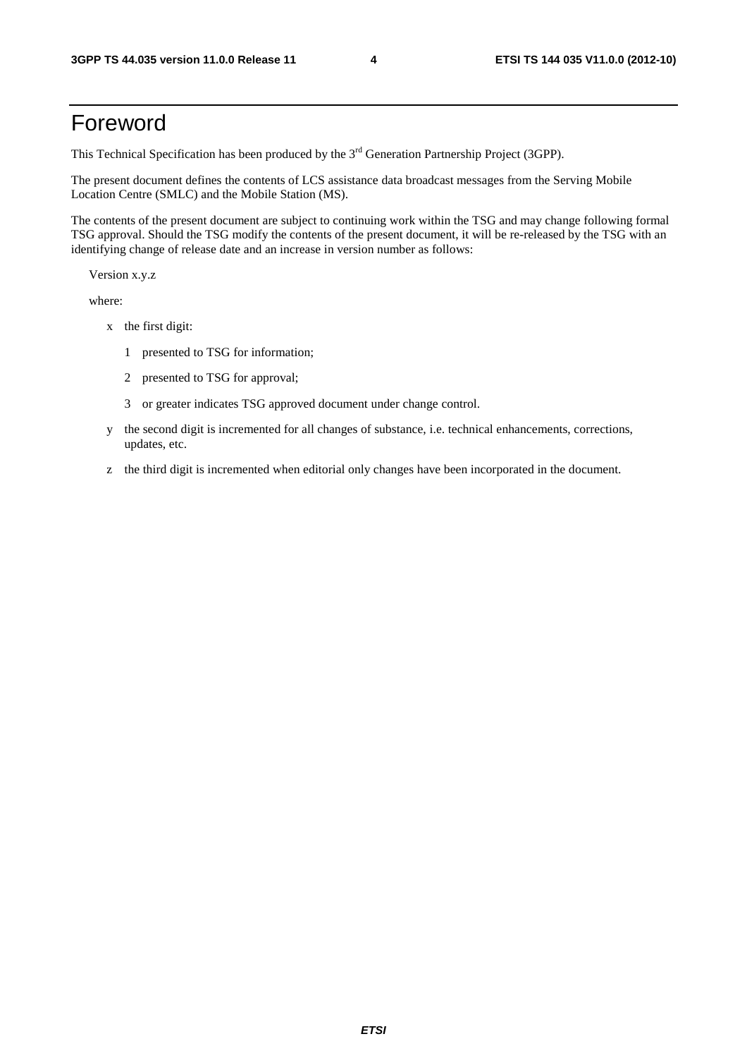# Foreword

This Technical Specification has been produced by the 3rd Generation Partnership Project (3GPP).

The present document defines the contents of LCS assistance data broadcast messages from the Serving Mobile Location Centre (SMLC) and the Mobile Station (MS).

The contents of the present document are subject to continuing work within the TSG and may change following formal TSG approval. Should the TSG modify the contents of the present document, it will be re-released by the TSG with an identifying change of release date and an increase in version number as follows:

Version x.y.z

where:

- x the first digit:
  - 1 presented to TSG for information;
  - 2 presented to TSG for approval;
  - 3 or greater indicates TSG approved document under change control.
- y the second digit is incremented for all changes of substance, i.e. technical enhancements, corrections, updates, etc.
- z the third digit is incremented when editorial only changes have been incorporated in the document.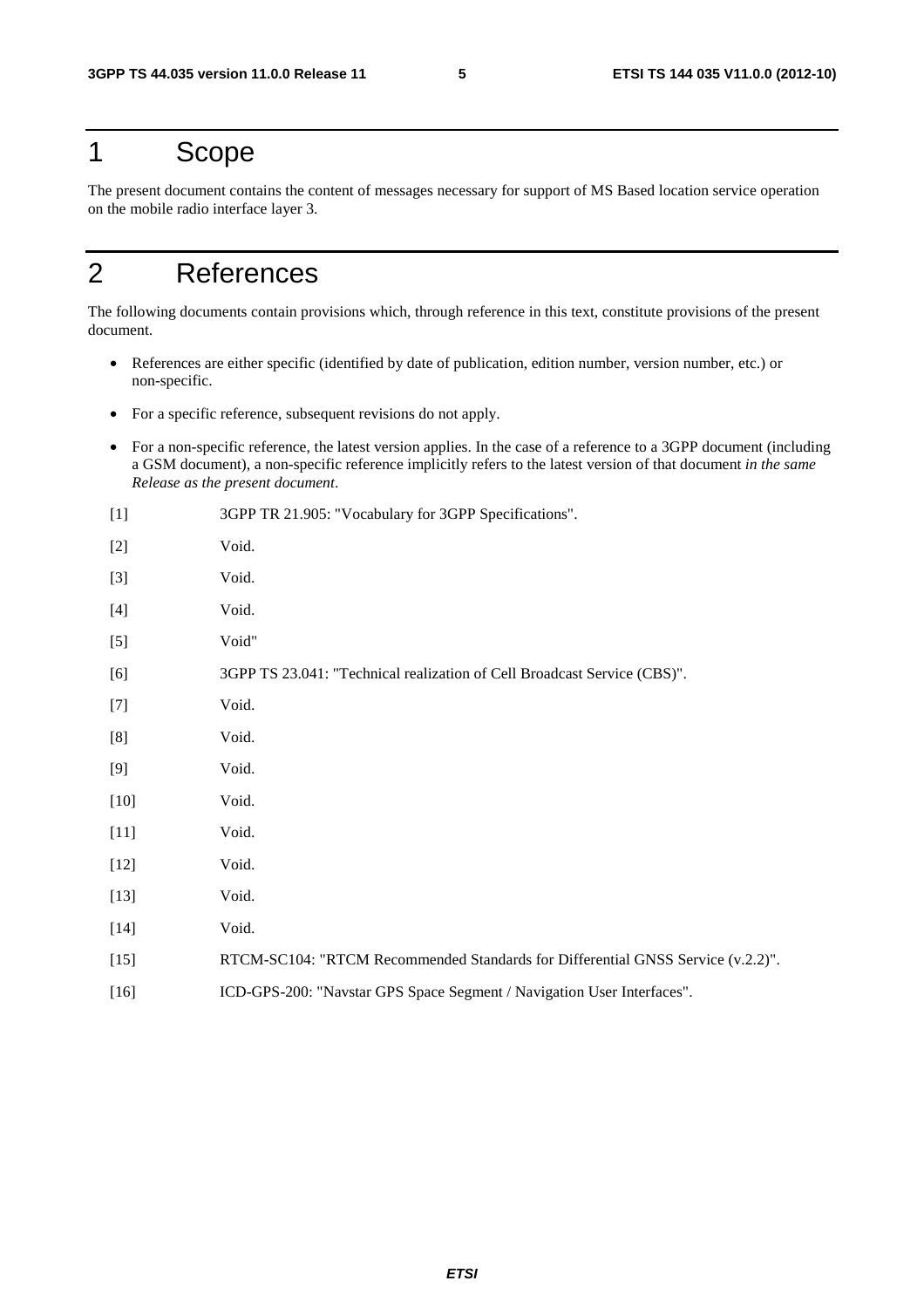# 1 Scope

The present document contains the content of messages necessary for support of MS Based location service operation on the mobile radio interface layer 3.

# 2 References

The following documents contain provisions which, through reference in this text, constitute provisions of the present document.

- References are either specific (identified by date of publication, edition number, version number, etc.) or non-specific.
- For a specific reference, subsequent revisions do not apply.
- For a non-specific reference, the latest version applies. In the case of a reference to a 3GPP document (including a GSM document), a non-specific reference implicitly refers to the latest version of that document *in the same Release as the present document*.

[1] 3GPP TR 21.905: "Vocabulary for 3GPP Specifications".

[2] Void.

[3] Void.

[4] Void.

[5] Void"

[6] 3GPP TS 23.041: "Technical realization of Cell Broadcast Service (CBS)".

[7] Void.

[8] Void.

[9] Void.

[10] Void.

[11] Void.

[12] Void.

[13] Void.

[14] Void.

[15] RTCM-SC104: "RTCM Recommended Standards for Differential GNSS Service (v.2.2)".

[16] ICD-GPS-200: "Navstar GPS Space Segment / Navigation User Interfaces".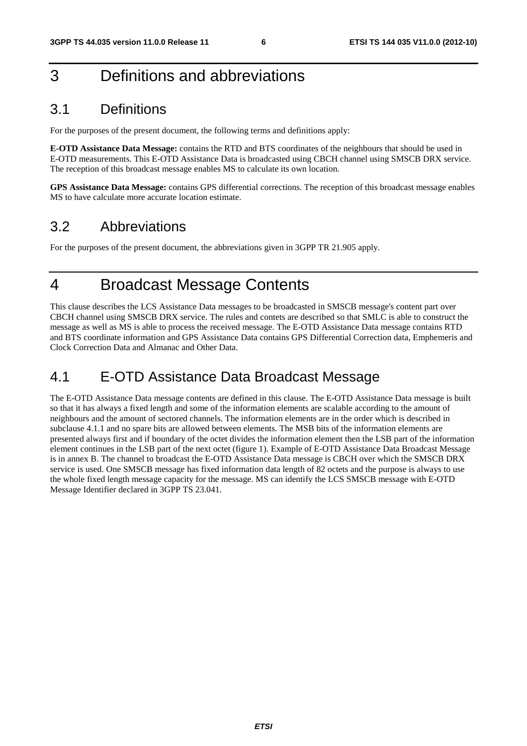# 3 Definitions and abbreviations

## 3.1 Definitions

For the purposes of the present document, the following terms and definitions apply:

**E-OTD Assistance Data Message:** contains the RTD and BTS coordinates of the neighbours that should be used in E-OTD measurements. This E-OTD Assistance Data is broadcasted using CBCH channel using SMSCB DRX service. The reception of this broadcast message enables MS to calculate its own location.

**GPS Assistance Data Message:** contains GPS differential corrections. The reception of this broadcast message enables MS to have calculate more accurate location estimate.

## 3.2 Abbreviations

For the purposes of the present document, the abbreviations given in 3GPP TR 21.905 apply.

# 4 Broadcast Message Contents

This clause describes the LCS Assistance Data messages to be broadcasted in SMSCB message's content part over CBCH channel using SMSCB DRX service. The rules and contets are described so that SMLC is able to construct the message as well as MS is able to process the received message. The E-OTD Assistance Data message contains RTD and BTS coordinate information and GPS Assistance Data contains GPS Differential Correction data, Emphemeris and Clock Correction Data and Almanac and Other Data.

## 4.1 E-OTD Assistance Data Broadcast Message

The E-OTD Assistance Data message contents are defined in this clause. The E-OTD Assistance Data message is built so that it has always a fixed length and some of the information elements are scalable according to the amount of neighbours and the amount of sectored channels. The information elements are in the order which is described in subclause 4.1.1 and no spare bits are allowed between elements. The MSB bits of the information elements are presented always first and if boundary of the octet divides the information element then the LSB part of the information element continues in the LSB part of the next octet (figure 1). Example of E-OTD Assistance Data Broadcast Message is in annex B. The channel to broadcast the E-OTD Assistance Data message is CBCH over which the SMSCB DRX service is used. One SMSCB message has fixed information data length of 82 octets and the purpose is always to use the whole fixed length message capacity for the message. MS can identify the LCS SMSCB message with E-OTD Message Identifier declared in 3GPP TS 23.041.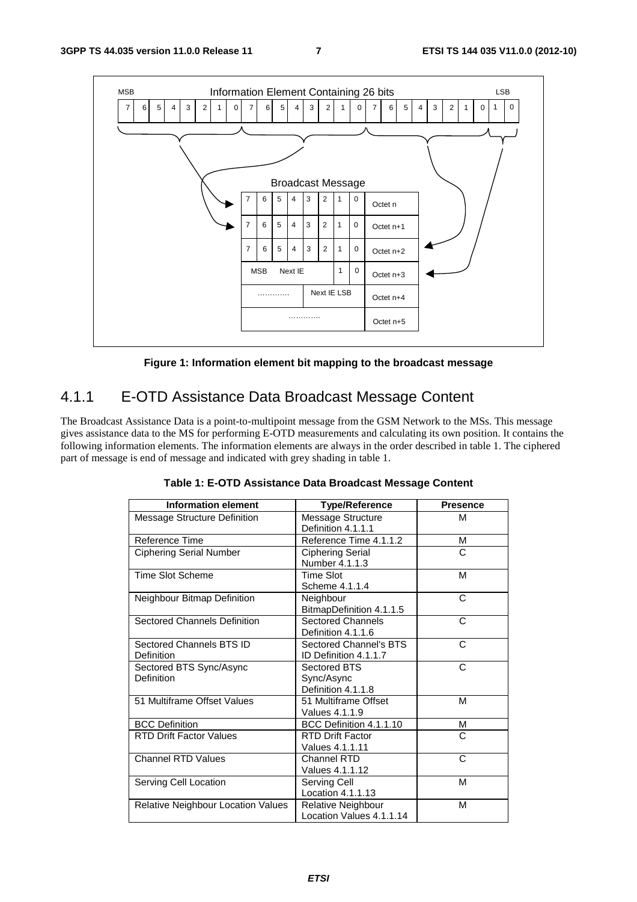Figure 1: Information element bit mapping to the broadcast message

## 4.1.1 E-OTD Assistance Data Broadcast Message Content

The Broadcast Assistance Data is a point-to-multipoint message from the GSM Network to the MSs. This message gives assistance data to the MS for performing E-OTD measurements and calculating its own position. It contains the following information elements. The information elements are always in the order described in table 1. The ciphered part of message is end of message and indicated with grey shading in table 1.

**Table 1: E-OTD Assistance Data Broadcast Message Content**

| Information element | Type/Reference | Presence |
|---|---|---|
| Message Structure Definition | Message Structure Definition 4.1.1.1 | M |
| Reference Time | Reference Time 4.1.1.2 | M |
| Ciphering Serial Number | Ciphering Serial Number 4.1.1.3 | C |
| Time Slot Scheme | Time Slot Scheme 4.1.1.4 | M |
| Neighbour Bitmap Definition | Neighbour BitmapDefinition 4.1.1.5 | C |
| Sectored Channels Definition | Sectored Channels Definition 4.1.1.6 | C |
| Sectored Channels BTS ID Definition | Sectored Channel's BTS ID Definition 4.1.1.7 | C |
| Sectored BTS Sync/Async Definition | Sectored BTS Sync/Async Definition 4.1.1.8 | C |
| 51 Multiframe Offset Values | 51 Multiframe Offset Values 4.1.1.9 | M |
| BCC Definition | BCC Definition 4.1.1.10 | M |
| RTD Drift Factor Values | RTD Drift Factor Values 4.1.1.11 | C |
| Channel RTD Values | Channel RTD Values 4.1.1.12 | C |
| Serving Cell Location | Serving Cell Location 4.1.1.13 | M |
| Relative Neighbour Location Values | Relative Neighbour Location Values 4.1.1.14 | M |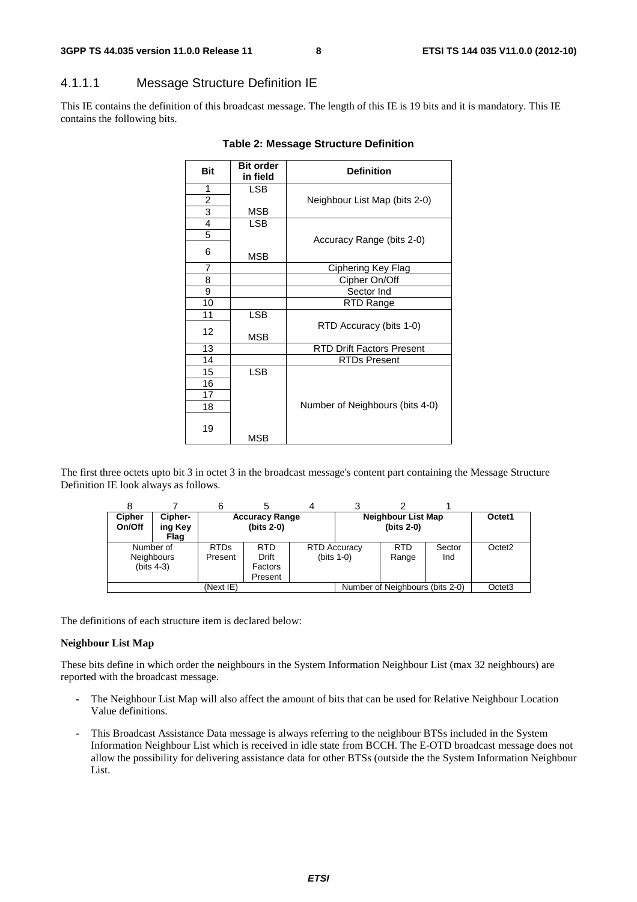### 4.1.1.1 Message Structure Definition IE

This IE contains the definition of this broadcast message. The length of this IE is 19 bits and it is mandatory. This IE contains the following bits.

**Table 2: Message Structure Definition**

| Bit | Bit order in field | Definition |
|---|---|---|
| 1 | LSB | Neighbour List Map (bits 2-0) |
| 2 | | |
| 3 | MSB | |
| 4 | LSB | Accuracy Range (bits 2-0) |
| 5 | | |
| 6 | MSB | |
| 7 | | Ciphering Key Flag |
| 8 | | Cipher On/Off |
| 9 | | Sector Ind |
| 10 | | RTD Range |
| 11 | LSB | RTD Accuracy (bits 1-0) |
| 12 | MSB | |
| 13 | | RTD Drift Factors Present |
| 14 | | RTDs Present |
| 15 | LSB | Number of Neighbours (bits 4-0) |
| 16 | | |
| 17 | | |
| 18 | | |
| 19 | MSB | |

The first three octets upto bit 3 in octet 3 in the broadcast message's content part containing the Message Structure Definition IE look always as follows.

| 8 | 7 | 6 | 5 | 4 | 3 | 2 | 1 | |
|---|---|---|---|---|---|---|---|---|
| **Cipher On/Off** | **Ciphering Key Flag** | **Accuracy Range (bits 2-0)** | | | **Neighbour List Map (bits 2-0)** | | | Octet1 |
| Number of Neighbours (bits 4-3) | | RTDs Present | RTD Drift Factors Present | RTD Accuracy (bits 1-0) | | RTD Range | Sector Ind | Octet2 |
| (Next IE) | | | | | Number of Neighbours (bits 2-0) | | | Octet3 |

The definitions of each structure item is declared below:

**Neighbour List Map**

These bits define in which order the neighbours in the System Information Neighbour List (max 32 neighbours) are reported with the broadcast message.

- The Neighbour List Map will also affect the amount of bits that can be used for Relative Neighbour Location Value definitions.
- This Broadcast Assistance Data message is always referring to the neighbour BTSs included in the System Information Neighbour List which is received in idle state from BCCH. The E-OTD broadcast message does not allow the possibility for delivering assistance data for other BTSs (outside the the System Information Neighbour List.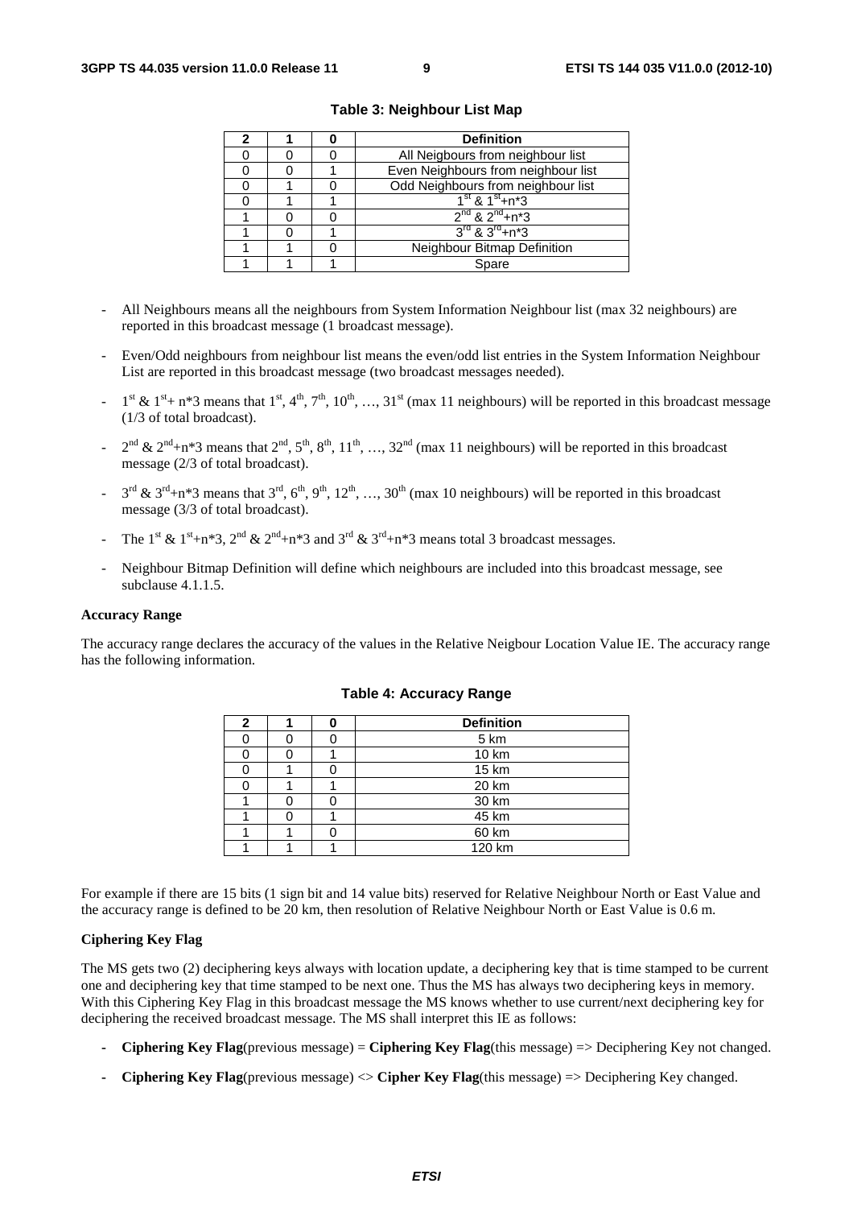**Table 3: Neighbour List Map**

| 2 | 1 | 0 | Definition |
|---|---|---|---|
| 0 | 0 | 0 | All Neigbours from neighbour list |
| 0 | 0 | 1 | Even Neighbours from neighbour list |
| 0 | 1 | 0 | Odd Neighbours from neighbour list |
| 0 | 1 | 1 | $1^{st}$ & $1^{st}$+n*3 |
| 1 | 0 | 0 | $2^{nd}$ & $2^{nd}$+n*3 |
| 1 | 0 | 1 | $3^{rd}$ & $3^{rd}$+n*3 |
| 1 | 1 | 0 | Neighbour Bitmap Definition |
| 1 | 1 | 1 | Spare |

- All Neighbours means all the neighbours from System Information Neighbour list (max 32 neighbours) are reported in this broadcast message (1 broadcast message).
- Even/Odd neighbours from neighbour list means the even/odd list entries in the System Information Neighbour List are reported in this broadcast message (two broadcast messages needed).
- $1^{st}$ & $1^{st}$+ n*3 means that $1^{st}$, $4^{th}$, $7^{th}$, $10^{th}$, …, $31^{st}$ (max 11 neighbours) will be reported in this broadcast message (1/3 of total broadcast).
- $2^{nd}$ & $2^{nd}$+n*3 means that $2^{nd}$, $5^{th}$, $8^{th}$, $11^{th}$, …, $32^{nd}$ (max 11 neighbours) will be reported in this broadcast message (2/3 of total broadcast).
- $3^{rd}$ & $3^{rd}$+n*3 means that $3^{rd}$, $6^{th}$, $9^{th}$, $12^{th}$, …, $30^{th}$ (max 10 neighbours) will be reported in this broadcast message (3/3 of total broadcast).
- The $1^{st}$ & $1^{st}$+n*3, $2^{nd}$ & $2^{nd}$+n*3 and $3^{rd}$ & $3^{rd}$+n*3 means total 3 broadcast messages.
- Neighbour Bitmap Definition will define which neighbours are included into this broadcast message, see subclause 4.1.1.5.

**Accuracy Range**

The accuracy range declares the accuracy of the values in the Relative Neigbour Location Value IE. The accuracy range has the following information.

**Table 4: Accuracy Range**

| 2 | 1 | 0 | Definition |
|---|---|---|---|
| 0 | 0 | 0 | 5 km |
| 0 | 0 | 1 | 10 km |
| 0 | 1 | 0 | 15 km |
| 0 | 1 | 1 | 20 km |
| 1 | 0 | 0 | 30 km |
| 1 | 0 | 1 | 45 km |
| 1 | 1 | 0 | 60 km |
| 1 | 1 | 1 | 120 km |

For example if there are 15 bits (1 sign bit and 14 value bits) reserved for Relative Neighbour North or East Value and the accuracy range is defined to be 20 km, then resolution of Relative Neighbour North or East Value is 0.6 m.

**Ciphering Key Flag**

The MS gets two (2) deciphering keys always with location update, a deciphering key that is time stamped to be current one and deciphering key that time stamped to be next one. Thus the MS has always two deciphering keys in memory. With this Ciphering Key Flag in this broadcast message the MS knows whether to use current/next deciphering key for deciphering the received broadcast message. The MS shall interpret this IE as follows:

- **Ciphering Key Flag**(previous message) = **Ciphering Key Flag**(this message) => Deciphering Key not changed.
- **Ciphering Key Flag**(previous message) <> **Cipher Key Flag**(this message) => Deciphering Key changed.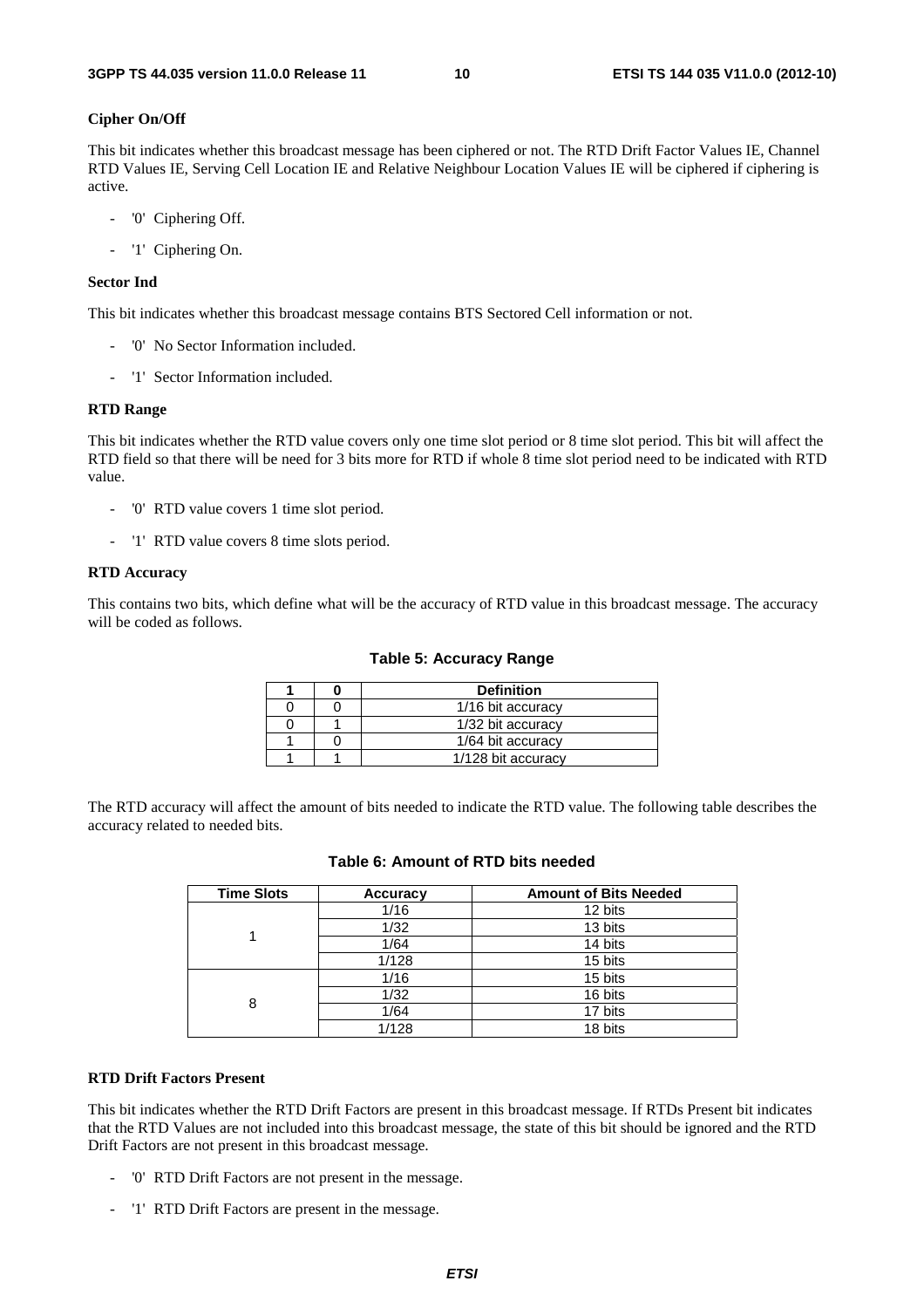**Cipher On/Off**

This bit indicates whether this broadcast message has been ciphered or not. The RTD Drift Factor Values IE, Channel RTD Values IE, Serving Cell Location IE and Relative Neighbour Location Values IE will be ciphered if ciphering is active.

- '0' Ciphering Off.
- '1' Ciphering On.

**Sector Ind**

This bit indicates whether this broadcast message contains BTS Sectored Cell information or not.

- '0' No Sector Information included.
- '1' Sector Information included.

**RTD Range**

This bit indicates whether the RTD value covers only one time slot period or 8 time slot period. This bit will affect the RTD field so that there will be need for 3 bits more for RTD if whole 8 time slot period need to be indicated with RTD value.

- '0' RTD value covers 1 time slot period.
- '1' RTD value covers 8 time slots period.

**RTD Accuracy**

This contains two bits, which define what will be the accuracy of RTD value in this broadcast message. The accuracy will be coded as follows.

**Table 5: Accuracy Range**

| 1 | 0 | Definition |
|---|---|---|
| 0 | 0 | 1/16 bit accuracy |
| 0 | 1 | 1/32 bit accuracy |
| 1 | 0 | 1/64 bit accuracy |
| 1 | 1 | 1/128 bit accuracy |

The RTD accuracy will affect the amount of bits needed to indicate the RTD value. The following table describes the accuracy related to needed bits.

**Table 6: Amount of RTD bits needed**

| Time Slots | Accuracy | Amount of Bits Needed |
|---|---|---|
| 1 | 1/16 | 12 bits |
| | 1/32 | 13 bits |
| | 1/64 | 14 bits |
| | 1/128 | 15 bits |
| 8 | 1/16 | 15 bits |
| | 1/32 | 16 bits |
| | 1/64 | 17 bits |
| | 1/128 | 18 bits |

**RTD Drift Factors Present**

This bit indicates whether the RTD Drift Factors are present in this broadcast message. If RTDs Present bit indicates that the RTD Values are not included into this broadcast message, the state of this bit should be ignored and the RTD Drift Factors are not present in this broadcast message.

- '0' RTD Drift Factors are not present in the message.
- '1' RTD Drift Factors are present in the message.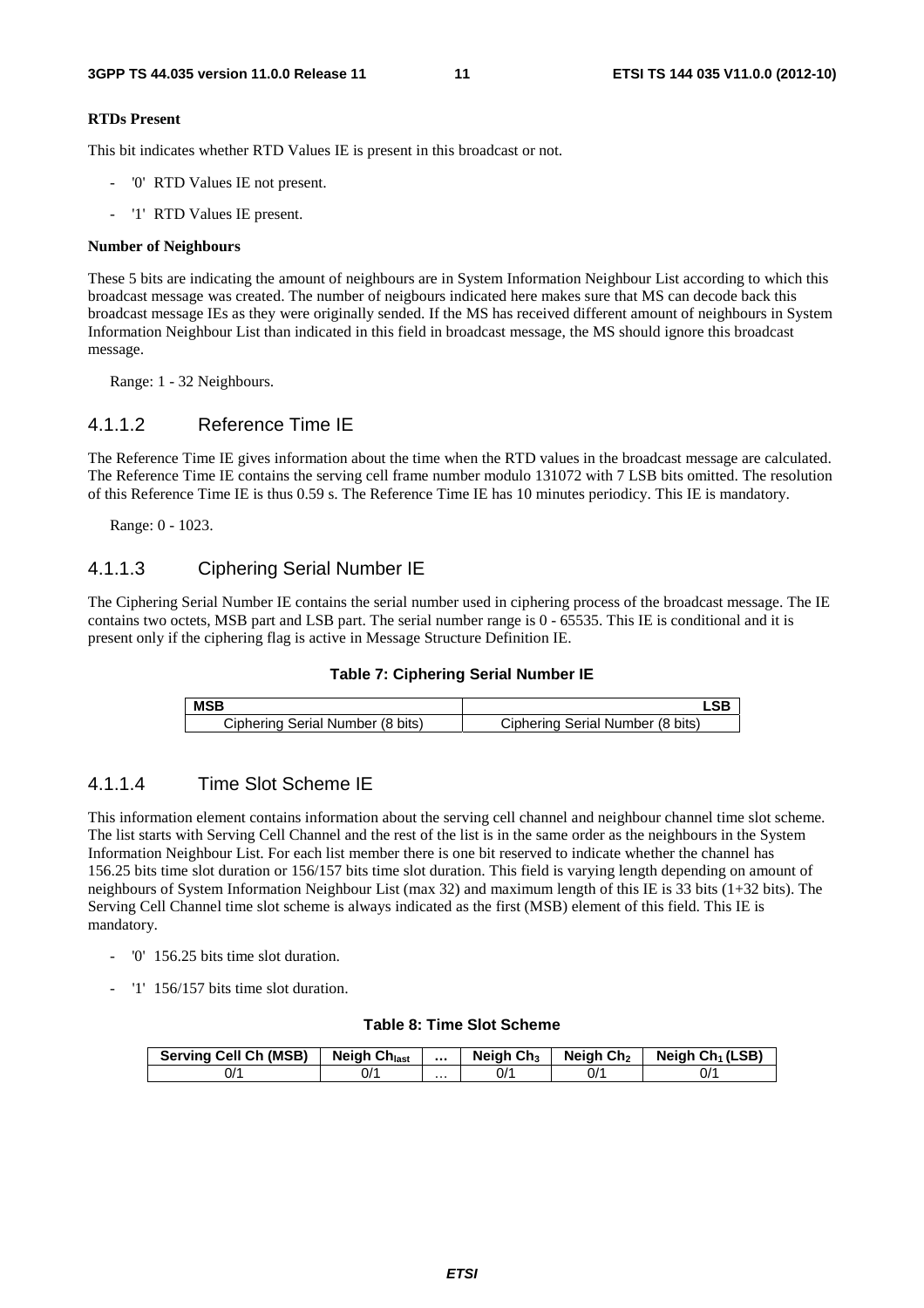**RTDs Present**

This bit indicates whether RTD Values IE is present in this broadcast or not.

- '0' RTD Values IE not present.
- '1' RTD Values IE present.

**Number of Neighbours**

These 5 bits are indicating the amount of neighbours are in System Information Neighbour List according to which this broadcast message was created. The number of neigbours indicated here makes sure that MS can decode back this broadcast message IEs as they were originally sended. If the MS has received different amount of neighbours in System Information Neighbour List than indicated in this field in broadcast message, the MS should ignore this broadcast message.

Range: 1 - 32 Neighbours.

### 4.1.1.2 Reference Time IE

The Reference Time IE gives information about the time when the RTD values in the broadcast message are calculated. The Reference Time IE contains the serving cell frame number modulo 131072 with 7 LSB bits omitted. The resolution of this Reference Time IE is thus 0.59 s. The Reference Time IE has 10 minutes periodicy. This IE is mandatory.

Range: 0 - 1023.

### 4.1.1.3 Ciphering Serial Number IE

The Ciphering Serial Number IE contains the serial number used in ciphering process of the broadcast message. The IE contains two octets, MSB part and LSB part. The serial number range is 0 - 65535. This IE is conditional and it is present only if the ciphering flag is active in Message Structure Definition IE.

**Table 7: Ciphering Serial Number IE**

| MSB | LSB |
|---|---|
| Ciphering Serial Number (8 bits) | Ciphering Serial Number (8 bits) |

### 4.1.1.4 Time Slot Scheme IE

This information element contains information about the serving cell channel and neighbour channel time slot scheme. The list starts with Serving Cell Channel and the rest of the list is in the same order as the neighbours in the System Information Neighbour List. For each list member there is one bit reserved to indicate whether the channel has 156.25 bits time slot duration or 156/157 bits time slot duration. This field is varying length depending on amount of neighbours of System Information Neighbour List (max 32) and maximum length of this IE is 33 bits (1+32 bits). The Serving Cell Channel time slot scheme is always indicated as the first (MSB) element of this field. This IE is mandatory.

- '0' 156.25 bits time slot duration.
- '1' 156/157 bits time slot duration.

**Table 8: Time Slot Scheme**

| Serving Cell Ch (MSB) | Neigh $Ch_{last}$ | ... | Neigh $Ch_3$ | Neigh $Ch_2$ | Neigh $Ch_1$ (LSB) |
|---|---|---|---|---|---|
| 0/1 | 0/1 | ... | 0/1 | 0/1 | 0/1 |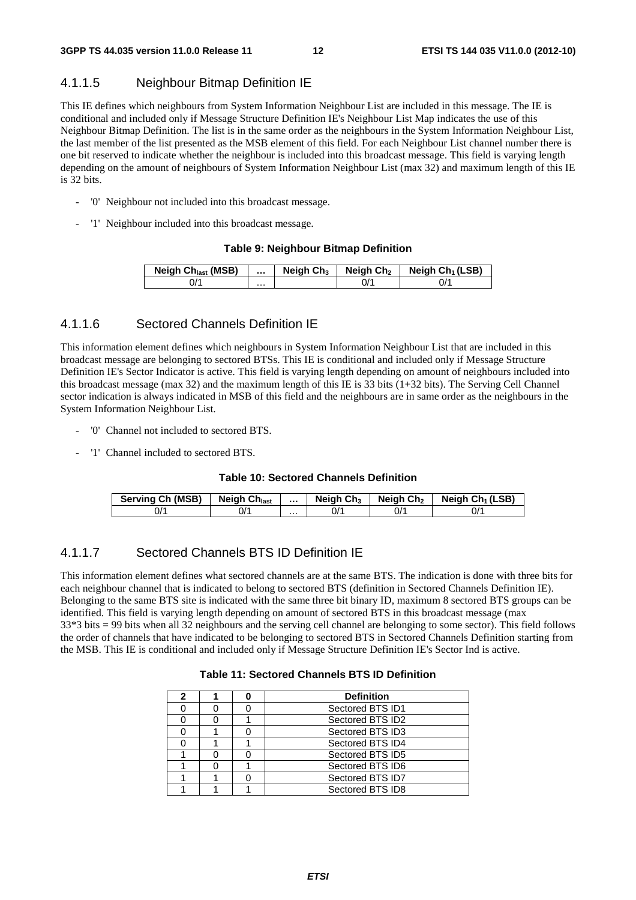### 4.1.1.5 Neighbour Bitmap Definition IE

This IE defines which neighbours from System Information Neighbour List are included in this message. The IE is conditional and included only if Message Structure Definition IE's Neighbour List Map indicates the use of this Neighbour Bitmap Definition. The list is in the same order as the neighbours in the System Information Neighbour List, the last member of the list presented as the MSB element of this field. For each Neighbour List channel number there is one bit reserved to indicate whether the neighbour is included into this broadcast message. This field is varying length depending on the amount of neighbours of System Information Neighbour List (max 32) and maximum length of this IE is 32 bits.

- '0' Neighbour not included into this broadcast message.
- '1' Neighbour included into this broadcast message.

**Table 9: Neighbour Bitmap Definition**

| Neigh $Ch_{last}$ (MSB) | ... | Neigh $Ch_3$ | Neigh $Ch_2$ | Neigh $Ch_1$ (LSB) |
|---|---|---|---|---|
| 0/1 | ... | | 0/1 | 0/1 |

### 4.1.1.6 Sectored Channels Definition IE

This information element defines which neighbours in System Information Neighbour List that are included in this broadcast message are belonging to sectored BTSs. This IE is conditional and included only if Message Structure Definition IE's Sector Indicator is active. This field is varying length depending on amount of neighbours included into this broadcast message (max 32) and the maximum length of this IE is 33 bits (1+32 bits). The Serving Cell Channel sector indication is always indicated in MSB of this field and the neighbours are in same order as the neighbours in the System Information Neighbour List.

- '0' Channel not included to sectored BTS.
- '1' Channel included to sectored BTS.

**Table 10: Sectored Channels Definition**

| Serving Ch (MSB) | Neigh $Ch_{last}$ | ... | Neigh $Ch_3$ | Neigh $Ch_2$ | Neigh $Ch_1$ (LSB) |
|---|---|---|---|---|---|
| 0/1 | 0/1 | ... | 0/1 | 0/1 | 0/1 |

### 4.1.1.7 Sectored Channels BTS ID Definition IE

This information element defines what sectored channels are at the same BTS. The indication is done with three bits for each neighbour channel that is indicated to belong to sectored BTS (definition in Sectored Channels Definition IE). Belonging to the same BTS site is indicated with the same three bit binary ID, maximum 8 sectored BTS groups can be identified. This field is varying length depending on amount of sectored BTS in this broadcast message (max 33*3 bits = 99 bits when all 32 neighbours and the serving cell channel are belonging to some sector). This field follows the order of channels that have indicated to be belonging to sectored BTS in Sectored Channels Definition starting from the MSB. This IE is conditional and included only if Message Structure Definition IE's Sector Ind is active.

**Table 11: Sectored Channels BTS ID Definition**

| 2 | 1 | 0 | Definition |
|---|---|---|---|
| 0 | 0 | 0 | Sectored BTS ID1 |
| 0 | 0 | 1 | Sectored BTS ID2 |
| 0 | 1 | 0 | Sectored BTS ID3 |
| 0 | 1 | 1 | Sectored BTS ID4 |
| 1 | 0 | 0 | Sectored BTS ID5 |
| 1 | 0 | 1 | Sectored BTS ID6 |
| 1 | 1 | 0 | Sectored BTS ID7 |
| 1 | 1 | 1 | Sectored BTS ID8 |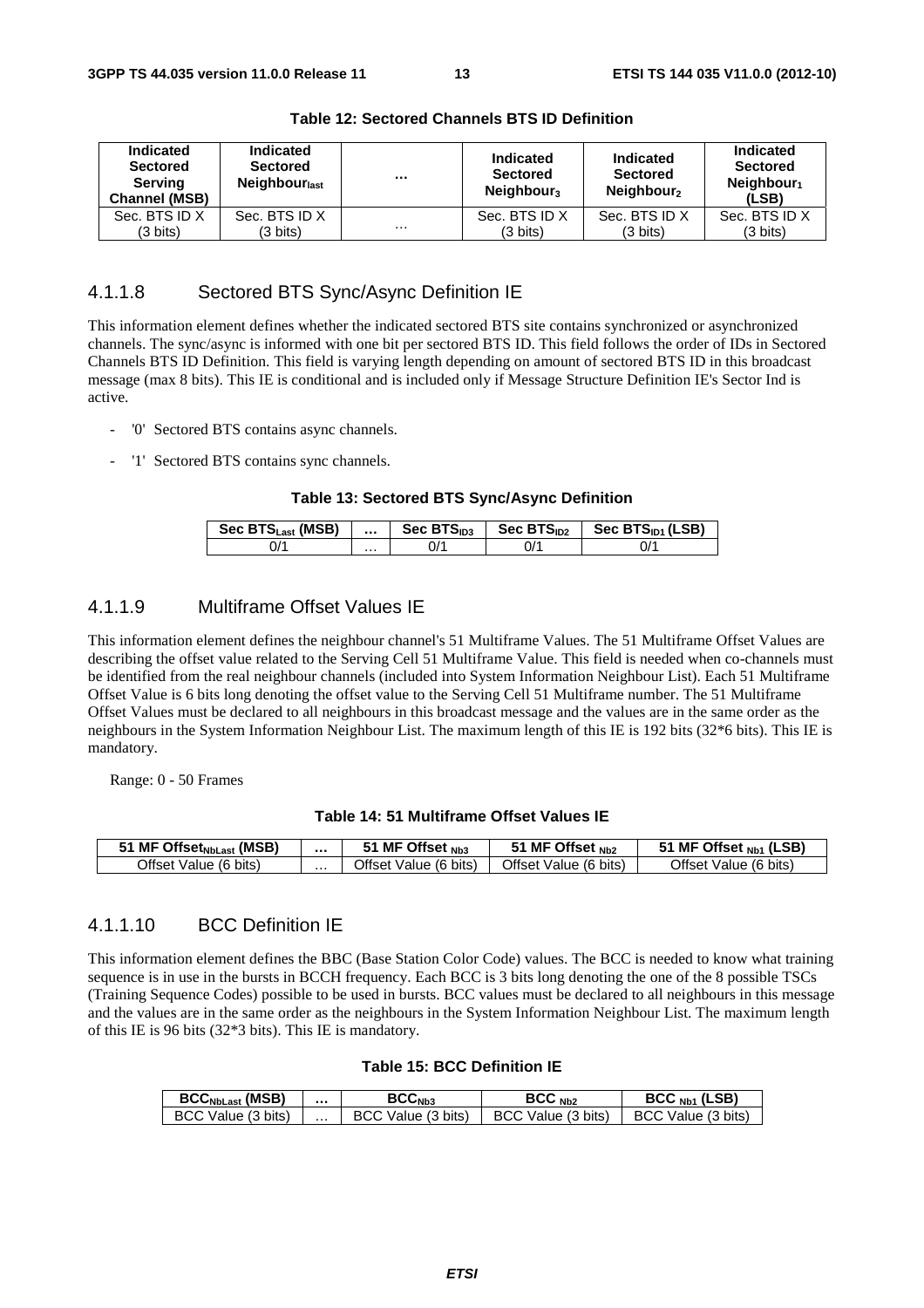**Table 12: Sectored Channels BTS ID Definition**

| Indicated Sectored Serving Channel (MSB) | Indicated Sectored $Neighbour_{last}$ | ... | Indicated Sectored $Neighbour_3$ | Indicated Sectored $Neighbour_2$ | Indicated Sectored $Neighbour_1$ (LSB) |
|---|---|---|---|---|---|
| Sec. BTS ID X (3 bits) | Sec. BTS ID X (3 bits) | ... | Sec. BTS ID X (3 bits) | Sec. BTS ID X (3 bits) | Sec. BTS ID X (3 bits) |

### 4.1.1.8 Sectored BTS Sync/Async Definition IE

This information element defines whether the indicated sectored BTS site contains synchronized or asynchronized channels. The sync/async is informed with one bit per sectored BTS ID. This field follows the order of IDs in Sectored Channels BTS ID Definition. This field is varying length depending on amount of sectored BTS ID in this broadcast message (max 8 bits). This IE is conditional and is included only if Message Structure Definition IE's Sector Ind is active.

- '0' Sectored BTS contains async channels.
- '1' Sectored BTS contains sync channels.

**Table 13: Sectored BTS Sync/Async Definition**

| Sec $BTS_{Last}$ (MSB) | ... | Sec $BTS_{ID3}$ | Sec $BTS_{ID2}$ | Sec $BTS_{ID1}$ (LSB) |
|---|---|---|---|---|
| 0/1 | ... | 0/1 | 0/1 | 0/1 |

### 4.1.1.9 Multiframe Offset Values IE

This information element defines the neighbour channel's 51 Multiframe Values. The 51 Multiframe Offset Values are describing the offset value related to the Serving Cell 51 Multiframe Value. This field is needed when co-channels must be identified from the real neighbour channels (included into System Information Neighbour List). Each 51 Multiframe Offset Value is 6 bits long denoting the offset value to the Serving Cell 51 Multiframe number. The 51 Multiframe Offset Values must be declared to all neighbours in this broadcast message and the values are in the same order as the neighbours in the System Information Neighbour List. The maximum length of this IE is 192 bits (32*6 bits). This IE is mandatory.

Range: 0 - 50 Frames

**Table 14: 51 Multiframe Offset Values IE**

| 51 MF $Offset_{NbLast}$ (MSB) | ... | 51 MF Offset $_{Nb3}$ | 51 MF Offset $_{Nb2}$ | 51 MF Offset $_{Nb1}$ (LSB) |
|---|---|---|---|---|
| Offset Value (6 bits) | ... | Offset Value (6 bits) | Offset Value (6 bits) | Offset Value (6 bits) |

### 4.1.1.10 BCC Definition IE

This information element defines the BBC (Base Station Color Code) values. The BCC is needed to know what training sequence is in use in the bursts in BCCH frequency. Each BCC is 3 bits long denoting the one of the 8 possible TSCs (Training Sequence Codes) possible to be used in bursts. BCC values must be declared to all neighbours in this message and the values are in the same order as the neighbours in the System Information Neighbour List. The maximum length of this IE is 96 bits (32*3 bits). This IE is mandatory.

**Table 15: BCC Definition IE**

| $BCC_{NbLast}$ (MSB) | ... | $BCC_{Nb3}$ | BCC $_{Nb2}$ | BCC $_{Nb1}$ (LSB) |
|---|---|---|---|---|
| BCC Value (3 bits) | ... | BCC Value (3 bits) | BCC Value (3 bits) | BCC Value (3 bits) |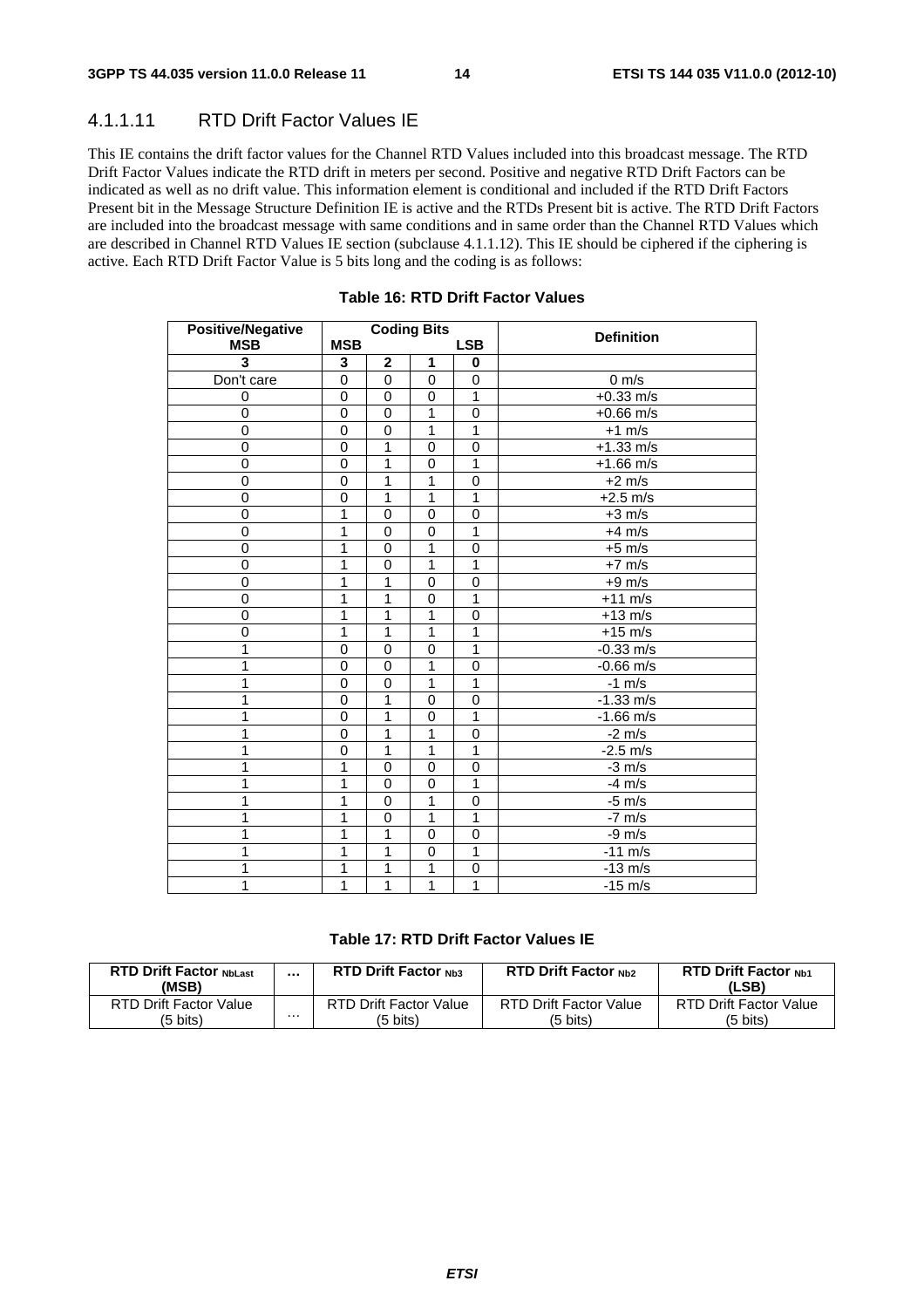### 4.1.1.11 RTD Drift Factor Values IE

This IE contains the drift factor values for the Channel RTD Values included into this broadcast message. The RTD Drift Factor Values indicate the RTD drift in meters per second. Positive and negative RTD Drift Factors can be indicated as well as no drift value. This information element is conditional and included if the RTD Drift Factors Present bit in the Message Structure Definition IE is active and the RTDs Present bit is active. The RTD Drift Factors are included into the broadcast message with same conditions and in same order than the Channel RTD Values which are described in Channel RTD Values IE section (subclause 4.1.1.12). This IE should be ciphered if the ciphering is active. Each RTD Drift Factor Value is 5 bits long and the coding is as follows:

**Table 16: RTD Drift Factor Values**

| Positive/Negative MSB | Coding Bits MSB | | | LSB | Definition |
|---|---|---|---|---|---|
| **3** | **3** | **2** | **1** | **0** | |
| Don't care | 0 | 0 | 0 | 0 | 0 m/s |
| 0 | 0 | 0 | 0 | 1 | +0.33 m/s |
| 0 | 0 | 0 | 1 | 0 | +0.66 m/s |
| 0 | 0 | 0 | 1 | 1 | +1 m/s |
| 0 | 0 | 1 | 0 | 0 | +1.33 m/s |
| 0 | 0 | 1 | 0 | 1 | +1.66 m/s |
| 0 | 0 | 1 | 1 | 0 | +2 m/s |
| 0 | 0 | 1 | 1 | 1 | +2.5 m/s |
| 0 | 1 | 0 | 0 | 0 | +3 m/s |
| 0 | 1 | 0 | 0 | 1 | +4 m/s |
| 0 | 1 | 0 | 1 | 0 | +5 m/s |
| 0 | 1 | 0 | 1 | 1 | +7 m/s |
| 0 | 1 | 1 | 0 | 0 | +9 m/s |
| 0 | 1 | 1 | 0 | 1 | +11 m/s |
| 0 | 1 | 1 | 1 | 0 | +13 m/s |
| 0 | 1 | 1 | 1 | 1 | +15 m/s |
| 1 | 0 | 0 | 0 | 1 | -0.33 m/s |
| 1 | 0 | 0 | 1 | 0 | -0.66 m/s |
| 1 | 0 | 0 | 1 | 1 | -1 m/s |
| 1 | 0 | 1 | 0 | 0 | -1.33 m/s |
| 1 | 0 | 1 | 0 | 1 | -1.66 m/s |
| 1 | 0 | 1 | 1 | 0 | -2 m/s |
| 1 | 0 | 1 | 1 | 1 | -2.5 m/s |
| 1 | 1 | 0 | 0 | 0 | -3 m/s |
| 1 | 1 | 0 | 0 | 1 | -4 m/s |
| 1 | 1 | 0 | 1 | 0 | -5 m/s |
| 1 | 1 | 0 | 1 | 1 | -7 m/s |
| 1 | 1 | 1 | 0 | 0 | -9 m/s |
| 1 | 1 | 1 | 0 | 1 | -11 m/s |
| 1 | 1 | 1 | 1 | 0 | -13 m/s |
| 1 | 1 | 1 | 1 | 1 | -15 m/s |

**Table 17: RTD Drift Factor Values IE**

| RTD Drift Factor $_{NbLast}$ (MSB) | ... | RTD Drift Factor $_{Nb3}$ | RTD Drift Factor $_{Nb2}$ | RTD Drift Factor $_{Nb1}$ (LSB) |
|---|---|---|---|---|
| RTD Drift Factor Value (5 bits) | ... | RTD Drift Factor Value (5 bits) | RTD Drift Factor Value (5 bits) | RTD Drift Factor Value (5 bits) |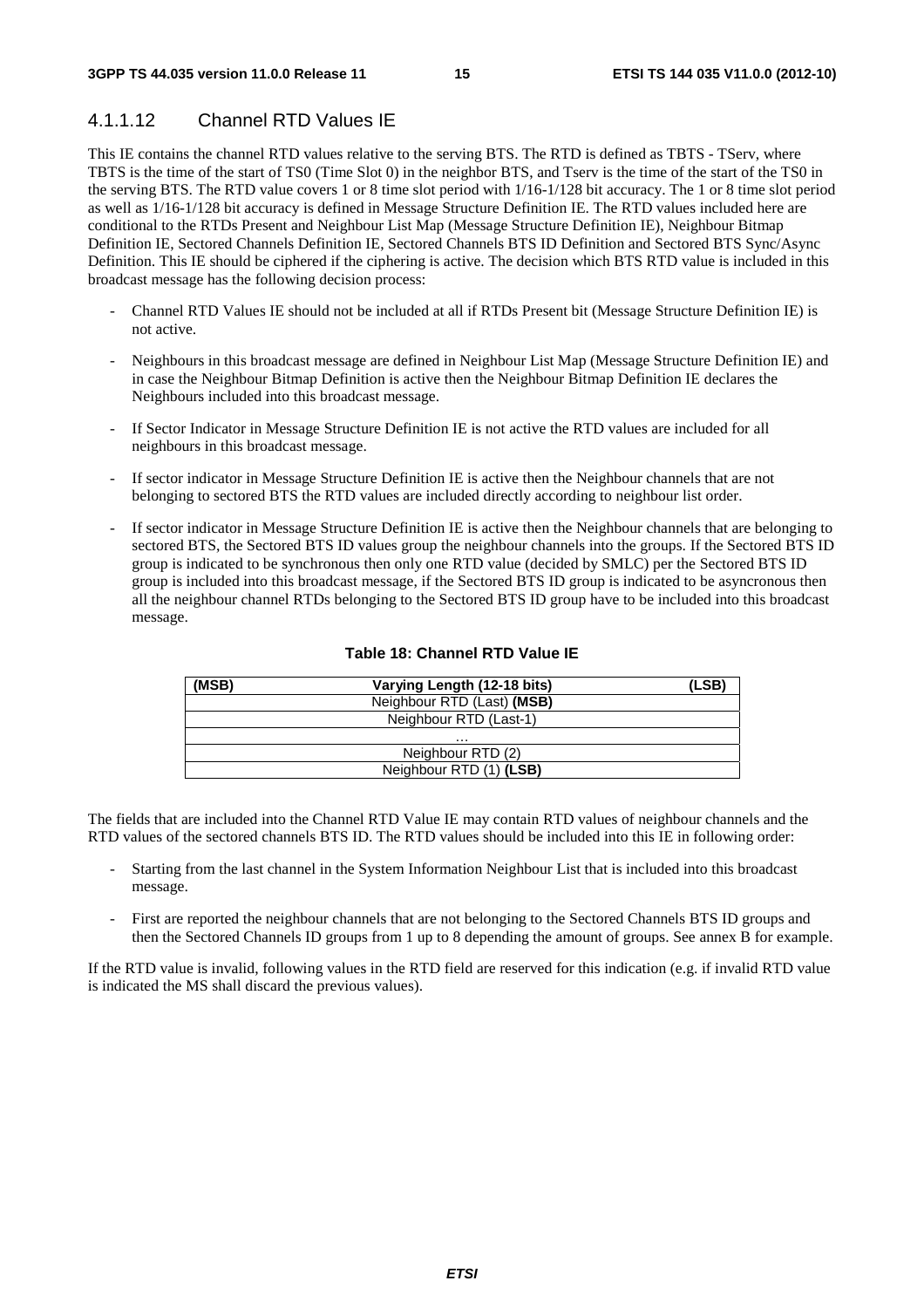### 4.1.1.12 Channel RTD Values IE

This IE contains the channel RTD values relative to the serving BTS. The RTD is defined as TBTS - TServ, where TBTS is the time of the start of TS0 (Time Slot 0) in the neighbor BTS, and Tserv is the time of the start of the TS0 in the serving BTS. The RTD value covers 1 or 8 time slot period with 1/16-1/128 bit accuracy. The 1 or 8 time slot period as well as 1/16-1/128 bit accuracy is defined in Message Structure Definition IE. The RTD values included here are conditional to the RTDs Present and Neighbour List Map (Message Structure Definition IE), Neighbour Bitmap Definition IE, Sectored Channels Definition IE, Sectored Channels BTS ID Definition and Sectored BTS Sync/Async Definition. This IE should be ciphered if the ciphering is active. The decision which BTS RTD value is included in this broadcast message has the following decision process:

- Channel RTD Values IE should not be included at all if RTDs Present bit (Message Structure Definition IE) is not active.
- Neighbours in this broadcast message are defined in Neighbour List Map (Message Structure Definition IE) and in case the Neighbour Bitmap Definition is active then the Neighbour Bitmap Definition IE declares the Neighbours included into this broadcast message.
- If Sector Indicator in Message Structure Definition IE is not active the RTD values are included for all neighbours in this broadcast message.
- If sector indicator in Message Structure Definition IE is active then the Neighbour channels that are not belonging to sectored BTS the RTD values are included directly according to neighbour list order.
- If sector indicator in Message Structure Definition IE is active then the Neighbour channels that are belonging to sectored BTS, the Sectored BTS ID values group the neighbour channels into the groups. If the Sectored BTS ID group is indicated to be synchronous then only one RTD value (decided by SMLC) per the Sectored BTS ID group is included into this broadcast message, if the Sectored BTS ID group is indicated to be asyncronous then all the neighbour channel RTDs belonging to the Sectored BTS ID group have to be included into this broadcast message.

**Table 18: Channel RTD Value IE**

| (MSB) Varying Length (12-18 bits) (LSB) |
|---|
| Neighbour RTD (Last) **(MSB)** |
| Neighbour RTD (Last-1) |
| … |
| Neighbour RTD (2) |
| Neighbour RTD (1) **(LSB)** |

The fields that are included into the Channel RTD Value IE may contain RTD values of neighbour channels and the RTD values of the sectored channels BTS ID. The RTD values should be included into this IE in following order:

- Starting from the last channel in the System Information Neighbour List that is included into this broadcast message.
- First are reported the neighbour channels that are not belonging to the Sectored Channels BTS ID groups and then the Sectored Channels ID groups from 1 up to 8 depending the amount of groups. See annex B for example.

If the RTD value is invalid, following values in the RTD field are reserved for this indication (e.g. if invalid RTD value is indicated the MS shall discard the previous values).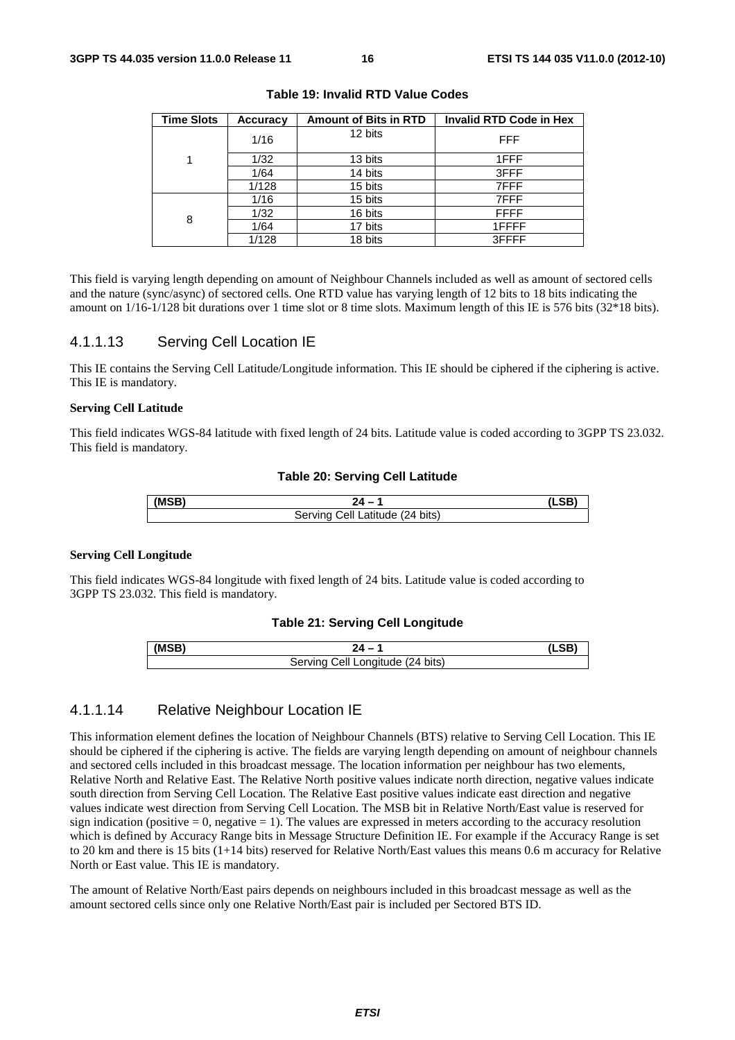**Table 19: Invalid RTD Value Codes**

| Time Slots | Accuracy | Amount of Bits in RTD | Invalid RTD Code in Hex |
|---|---|---|---|
| 1 | 1/16 | 12 bits | FFF |
| | 1/32 | 13 bits | 1FFF |
| | 1/64 | 14 bits | 3FFF |
| | 1/128 | 15 bits | 7FFF |
| 8 | 1/16 | 15 bits | 7FFF |
| | 1/32 | 16 bits | FFFF |
| | 1/64 | 17 bits | 1FFFF |
| | 1/128 | 18 bits | 3FFFF |

This field is varying length depending on amount of Neighbour Channels included as well as amount of sectored cells and the nature (sync/async) of sectored cells. One RTD value has varying length of 12 bits to 18 bits indicating the amount on 1/16-1/128 bit durations over 1 time slot or 8 time slots. Maximum length of this IE is 576 bits (32*18 bits).

### 4.1.1.13 Serving Cell Location IE

This IE contains the Serving Cell Latitude/Longitude information. This IE should be ciphered if the ciphering is active. This IE is mandatory.

**Serving Cell Latitude**

This field indicates WGS-84 latitude with fixed length of 24 bits. Latitude value is coded according to 3GPP TS 23.032. This field is mandatory.

**Table 20: Serving Cell Latitude**

| (MSB) | 24 – 1 | (LSB) |
|---|---|---|
| Serving Cell Latitude (24 bits) | | |

**Serving Cell Longitude**

This field indicates WGS-84 longitude with fixed length of 24 bits. Latitude value is coded according to 3GPP TS 23.032. This field is mandatory.

**Table 21: Serving Cell Longitude**

| (MSB) | 24 – 1 | (LSB) |
|---|---|---|
| Serving Cell Longitude (24 bits) | | |

### 4.1.1.14 Relative Neighbour Location IE

This information element defines the location of Neighbour Channels (BTS) relative to Serving Cell Location. This IE should be ciphered if the ciphering is active. The fields are varying length depending on amount of neighbour channels and sectored cells included in this broadcast message. The location information per neighbour has two elements, Relative North and Relative East. The Relative North positive values indicate north direction, negative values indicate south direction from Serving Cell Location. The Relative East positive values indicate east direction and negative values indicate west direction from Serving Cell Location. The MSB bit in Relative North/East value is reserved for sign indication (positive = 0, negative = 1). The values are expressed in meters according to the accuracy resolution which is defined by Accuracy Range bits in Message Structure Definition IE. For example if the Accuracy Range is set to 20 km and there is 15 bits (1+14 bits) reserved for Relative North/East values this means 0.6 m accuracy for Relative North or East value. This IE is mandatory.

The amount of Relative North/East pairs depends on neighbours included in this broadcast message as well as the amount sectored cells since only one Relative North/East pair is included per Sectored BTS ID.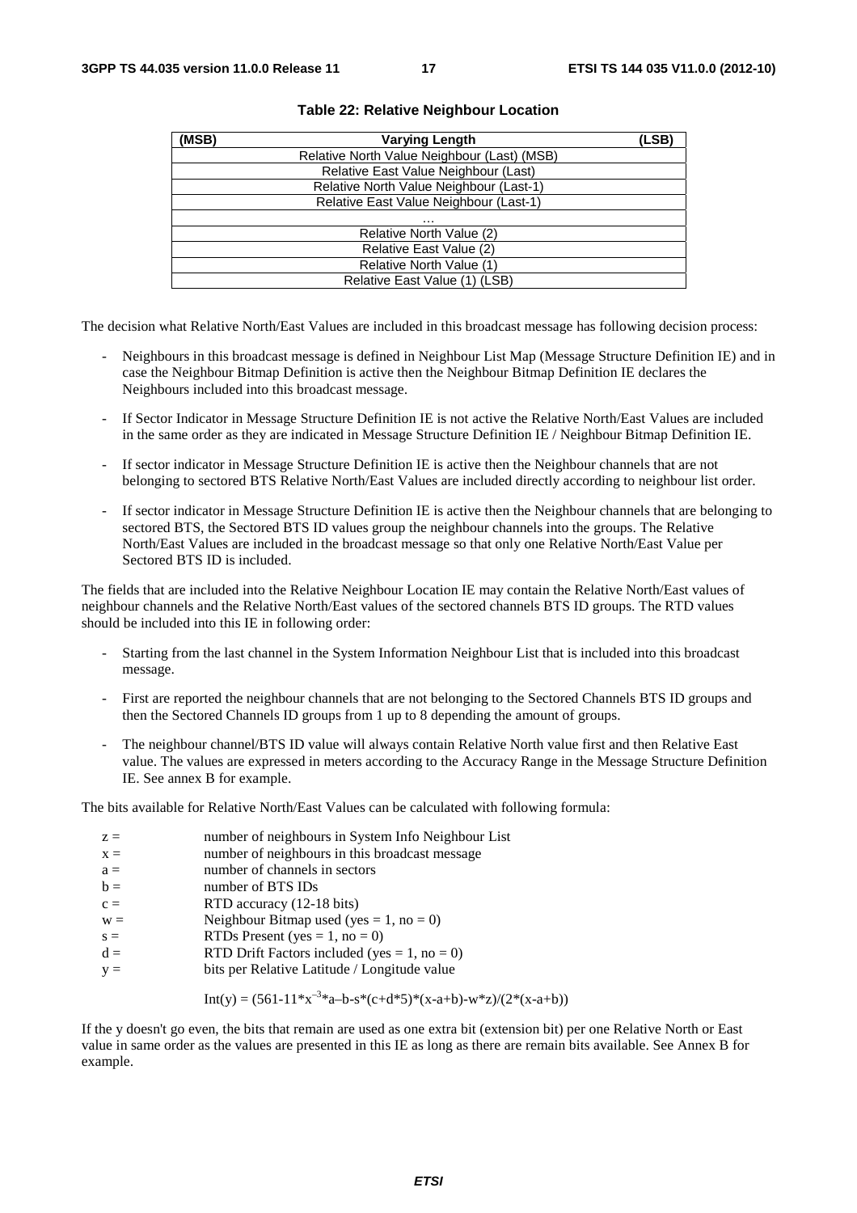**Table 22: Relative Neighbour Location**

| (MSB) | Varying Length | (LSB) |
|---|---|---|
| | Relative North Value Neighbour (Last) (MSB) | |
| | Relative East Value Neighbour (Last) | |
| | Relative North Value Neighbour (Last-1) | |
| | Relative East Value Neighbour (Last-1) | |
| | ... | |
| | Relative North Value (2) | |
| | Relative East Value (2) | |
| | Relative North Value (1) | |
| | Relative East Value (1) (LSB) | |

The decision what Relative North/East Values are included in this broadcast message has following decision process:

- Neighbours in this broadcast message is defined in Neighbour List Map (Message Structure Definition IE) and in case the Neighbour Bitmap Definition is active then the Neighbour Bitmap Definition IE declares the Neighbours included into this broadcast message.
- If Sector Indicator in Message Structure Definition IE is not active the Relative North/East Values are included in the same order as they are indicated in Message Structure Definition IE / Neighbour Bitmap Definition IE.
- If sector indicator in Message Structure Definition IE is active then the Neighbour channels that are not belonging to sectored BTS Relative North/East Values are included directly according to neighbour list order.
- If sector indicator in Message Structure Definition IE is active then the Neighbour channels that are belonging to sectored BTS, the Sectored BTS ID values group the neighbour channels into the groups. The Relative North/East Values are included in the broadcast message so that only one Relative North/East Value per Sectored BTS ID is included.

The fields that are included into the Relative Neighbour Location IE may contain the Relative North/East values of neighbour channels and the Relative North/East values of the sectored channels BTS ID groups. The RTD values should be included into this IE in following order:

- Starting from the last channel in the System Information Neighbour List that is included into this broadcast message.
- First are reported the neighbour channels that are not belonging to the Sectored Channels BTS ID groups and then the Sectored Channels ID groups from 1 up to 8 depending the amount of groups.
- The neighbour channel/BTS ID value will always contain Relative North value first and then Relative East value. The values are expressed in meters according to the Accuracy Range in the Message Structure Definition IE. See annex B for example.

The bits available for Relative North/East Values can be calculated with following formula:

| | |
|---|---|
| z = | number of neighbours in System Info Neighbour List |
| x = | number of neighbours in this broadcast message |
| a = | number of channels in sectors |
| b = | number of BTS IDs |
| c = | RTD accuracy (12-18 bits) |
| w = | Neighbour Bitmap used (yes = 1, no = 0) |
| s = | RTDs Present (yes = 1, no = 0) |
| d = | RTD Drift Factors included (yes = 1, no = 0) |
| y = | bits per Relative Latitude / Longitude value |

$$Int(y) = (561-11*x^{-3}*a-b-s*(c+d*5)*(x-a+b)-w*z)/(2*(x-a+b))$$

If the y doesn't go even, the bits that remain are used as one extra bit (extension bit) per one Relative North or East value in same order as the values are presented in this IE as long as there are remain bits available. See Annex B for example.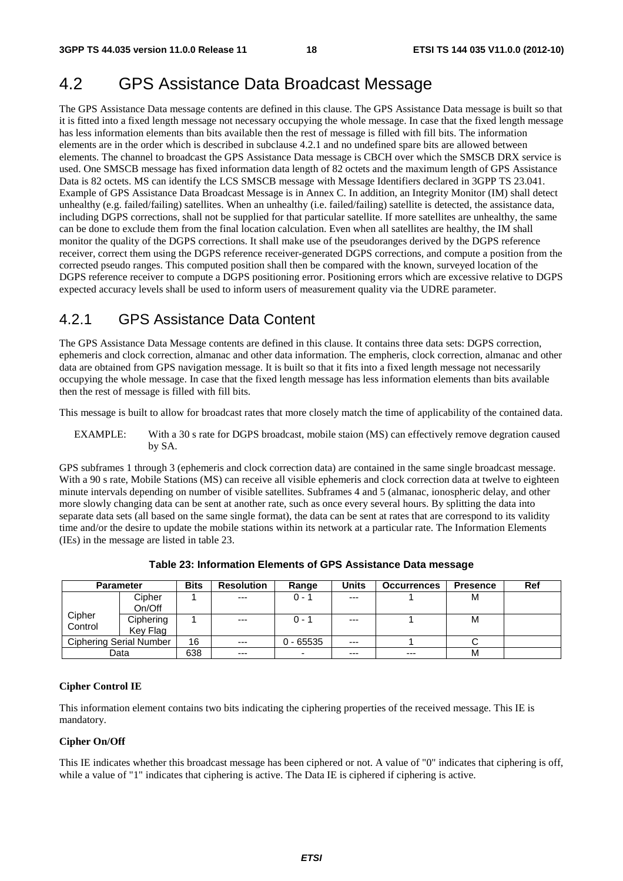## 4.2 GPS Assistance Data Broadcast Message

The GPS Assistance Data message contents are defined in this clause. The GPS Assistance Data message is built so that it is fitted into a fixed length message not necessary occupying the whole message. In case that the fixed length message has less information elements than bits available then the rest of message is filled with fill bits. The information elements are in the order which is described in subclause 4.2.1 and no undefined spare bits are allowed between elements. The channel to broadcast the GPS Assistance Data message is CBCH over which the SMSCB DRX service is used. One SMSCB message has fixed information data length of 82 octets and the maximum length of GPS Assistance Data is 82 octets. MS can identify the LCS SMSCB message with Message Identifiers declared in 3GPP TS 23.041. Example of GPS Assistance Data Broadcast Message is in Annex C. In addition, an Integrity Monitor (IM) shall detect unhealthy (e.g. failed/failing) satellites. When an unhealthy (i.e. failed/failing) satellite is detected, the assistance data, including DGPS corrections, shall not be supplied for that particular satellite. If more satellites are unhealthy, the same can be done to exclude them from the final location calculation. Even when all satellites are healthy, the IM shall monitor the quality of the DGPS corrections. It shall make use of the pseudoranges derived by the DGPS reference receiver, correct them using the DGPS reference receiver-generated DGPS corrections, and compute a position from the corrected pseudo ranges. This computed position shall then be compared with the known, surveyed location of the DGPS reference receiver to compute a DGPS positioning error. Positioning errors which are excessive relative to DGPS expected accuracy levels shall be used to inform users of measurement quality via the UDRE parameter.

### 4.2.1 GPS Assistance Data Content

The GPS Assistance Data Message contents are defined in this clause. It contains three data sets: DGPS correction, ephemeris and clock correction, almanac and other data information. The empheris, clock correction, almanac and other data are obtained from GPS navigation message. It is built so that it fits into a fixed length message not necessarily occupying the whole message. In case that the fixed length message has less information elements than bits available then the rest of message is filled with fill bits.

This message is built to allow for broadcast rates that more closely match the time of applicability of the contained data.

EXAMPLE: With a 30 s rate for DGPS broadcast, mobile staion (MS) can effectively remove degration caused by SA.

GPS subframes 1 through 3 (ephemeris and clock correction data) are contained in the same single broadcast message. With a 90 s rate, Mobile Stations (MS) can receive all visible ephemeris and clock correction data at twelve to eighteen minute intervals depending on number of visible satellites. Subframes 4 and 5 (almanac, ionospheric delay, and other more slowly changing data can be sent at another rate, such as once every several hours. By splitting the data into separate data sets (all based on the same single format), the data can be sent at rates that are correspond to its validity time and/or the desire to update the mobile stations within its network at a particular rate. The Information Elements (IEs) in the message are listed in table 23.

**Table 23: Information Elements of GPS Assistance Data message**

| Parameter | | Bits | Resolution | Range | Units | Occurrences | Presence | Ref |
|---|---|---|---|---|---|---|---|---|
| Cipher Control | Cipher On/Off | 1 | --- | 0 - 1 | --- | 1 | M | |
| | Ciphering Key Flag | 1 | --- | 0 - 1 | --- | 1 | M | |
| Ciphering Serial Number | | 16 | --- | 0 - 65535 | --- | 1 | C | |
| Data | | 638 | --- | - | --- | --- | M | |

**Cipher Control IE**

This information element contains two bits indicating the ciphering properties of the received message. This IE is mandatory.

**Cipher On/Off**

This IE indicates whether this broadcast message has been ciphered or not. A value of "0" indicates that ciphering is off, while a value of "1" indicates that ciphering is active. The Data IE is ciphered if ciphering is active.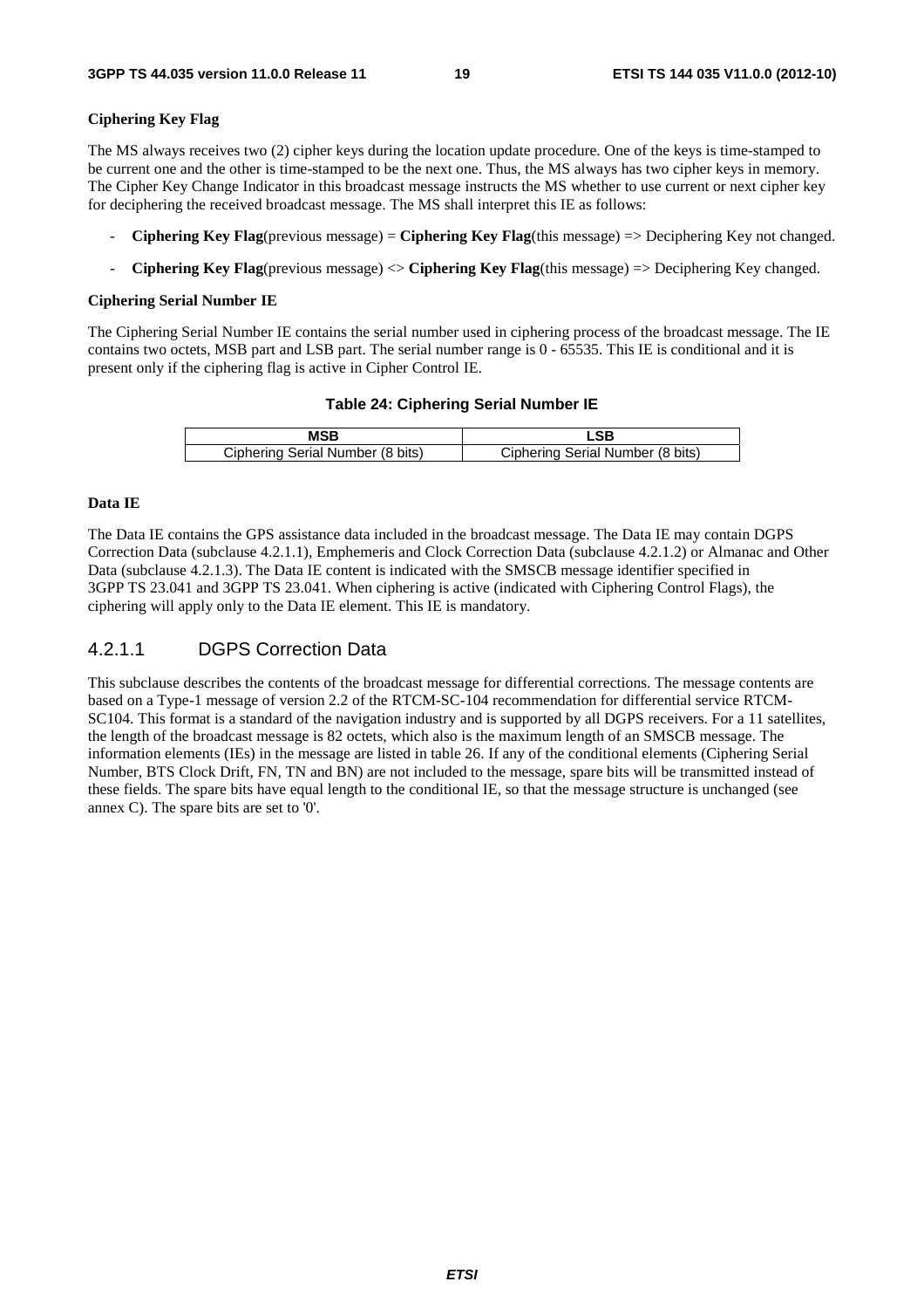**Ciphering Key Flag**

The MS always receives two (2) cipher keys during the location update procedure. One of the keys is time-stamped to be current one and the other is time-stamped to be the next one. Thus, the MS always has two cipher keys in memory. The Cipher Key Change Indicator in this broadcast message instructs the MS whether to use current or next cipher key for deciphering the received broadcast message. The MS shall interpret this IE as follows:

- **Ciphering Key Flag**(previous message) = **Ciphering Key Flag**(this message) => Deciphering Key not changed.
- **Ciphering Key Flag**(previous message) <> **Ciphering Key Flag**(this message) => Deciphering Key changed.

**Ciphering Serial Number IE**

The Ciphering Serial Number IE contains the serial number used in ciphering process of the broadcast message. The IE contains two octets, MSB part and LSB part. The serial number range is 0 - 65535. This IE is conditional and it is present only if the ciphering flag is active in Cipher Control IE.

**Table 24: Ciphering Serial Number IE**

| MSB | LSB |
|---|---|
| Ciphering Serial Number (8 bits) | Ciphering Serial Number (8 bits) |

**Data IE**

The Data IE contains the GPS assistance data included in the broadcast message. The Data IE may contain DGPS Correction Data (subclause 4.2.1.1), Emphemeris and Clock Correction Data (subclause 4.2.1.2) or Almanac and Other Data (subclause 4.2.1.3). The Data IE content is indicated with the SMSCB message identifier specified in 3GPP TS 23.041 and 3GPP TS 23.041. When ciphering is active (indicated with Ciphering Control Flags), the ciphering will apply only to the Data IE element. This IE is mandatory.

### 4.2.1.1 DGPS Correction Data

This subclause describes the contents of the broadcast message for differential corrections. The message contents are based on a Type-1 message of version 2.2 of the RTCM-SC-104 recommendation for differential service RTCM-SC104. This format is a standard of the navigation industry and is supported by all DGPS receivers. For a 11 satellites, the length of the broadcast message is 82 octets, which also is the maximum length of an SMSCB message. The information elements (IEs) in the message are listed in table 26. If any of the conditional elements (Ciphering Serial Number, BTS Clock Drift, FN, TN and BN) are not included to the message, spare bits will be transmitted instead of these fields. The spare bits have equal length to the conditional IE, so that the message structure is unchanged (see annex C). The spare bits are set to '0'.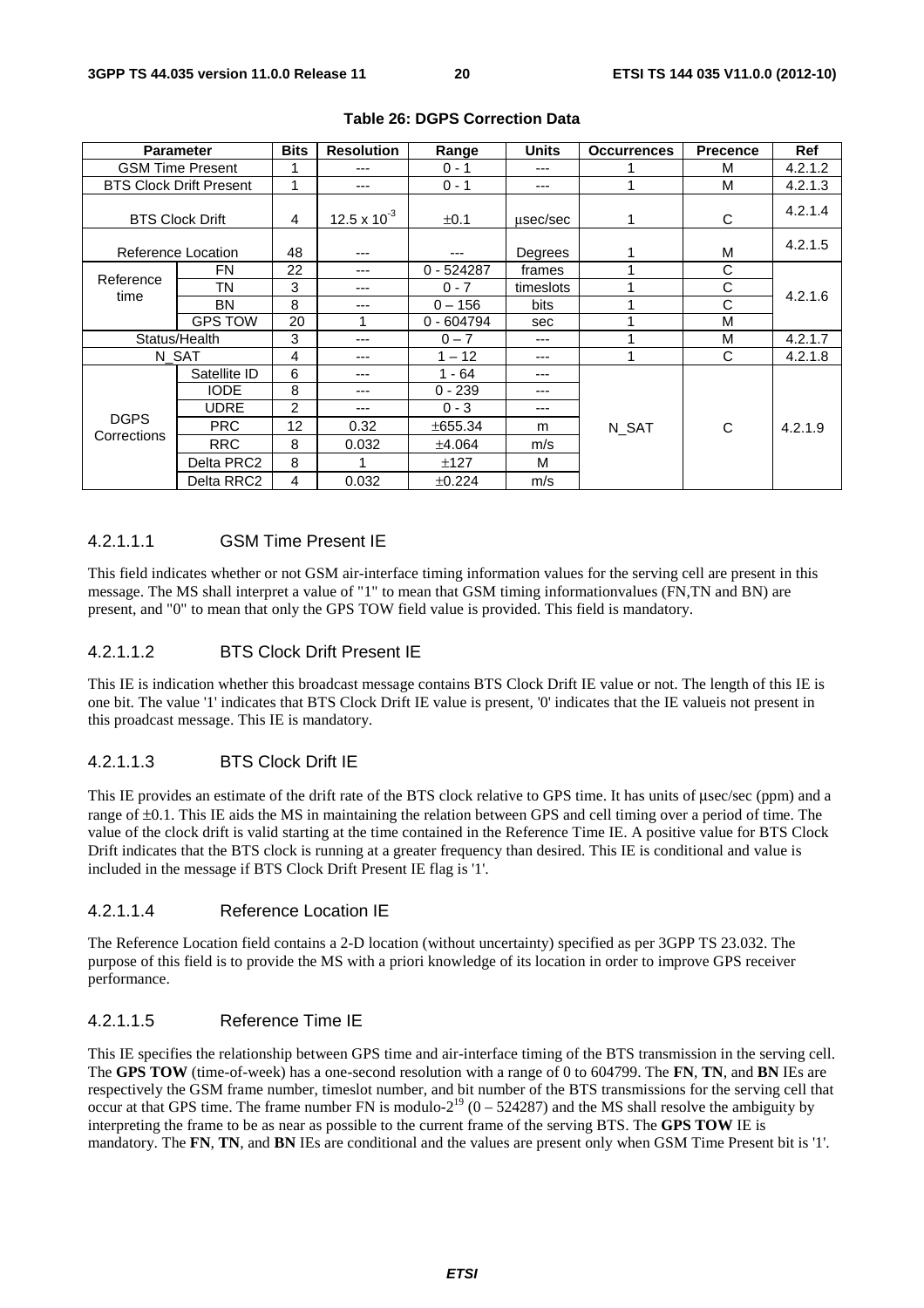**Table 26: DGPS Correction Data**

| Parameter | | Bits | Resolution | Range | Units | Occurrences | Precence | Ref |
|---|---|---|---|---|---|---|---|---|
| GSM Time Present | | 1 | --- | 0 - 1 | --- | 1 | M | 4.2.1.2 |
| BTS Clock Drift Present | | 1 | --- | 0 - 1 | --- | 1 | M | 4.2.1.3 |
| BTS Clock Drift | | 4 | $12.5 \times 10^{-3}$ | ±0.1 | µsec/sec | 1 | C | 4.2.1.4 |
| Reference Location | | 48 | --- | --- | Degrees | 1 | M | 4.2.1.5 |
| Reference time | FN | 22 | --- | 0 - 524287 | frames | 1 | C | 4.2.1.6 |
| | TN | 3 | --- | 0 - 7 | timeslots | 1 | C | |
| | BN | 8 | --- | 0 – 156 | bits | 1 | C | |
| | GPS TOW | 20 | 1 | 0 - 604794 | sec | 1 | M | |
| Status/Health | | 3 | --- | 0 – 7 | --- | 1 | M | 4.2.1.7 |
| N_SAT | | 4 | --- | 1 – 12 | --- | 1 | C | 4.2.1.8 |
| DGPS Corrections | Satellite ID | 6 | --- | 1 - 64 | --- | N_SAT | C | 4.2.1.9 |
| | IODE | 8 | --- | 0 - 239 | --- | | | |
| | UDRE | 2 | --- | 0 - 3 | --- | | | |
| | PRC | 12 | 0.32 | ±655.34 | m | | | |
| | RRC | 8 | 0.032 | ±4.064 | m/s | | | |
| | Delta PRC2 | 8 | 1 | ±127 | M | | | |
| | Delta RRC2 | 4 | 0.032 | ±0.224 | m/s | | | |

#### 4.2.1.1.1 GSM Time Present IE

This field indicates whether or not GSM air-interface timing information values for the serving cell are present in this message. The MS shall interpret a value of "1" to mean that GSM timing informationvalues (FN,TN and BN) are present, and "0" to mean that only the GPS TOW field value is provided. This field is mandatory.

#### 4.2.1.1.2 BTS Clock Drift Present IE

This IE is indication whether this broadcast message contains BTS Clock Drift IE value or not. The length of this IE is one bit. The value '1' indicates that BTS Clock Drift IE value is present, '0' indicates that the IE valueis not present in this proadcast message. This IE is mandatory.

#### 4.2.1.1.3 BTS Clock Drift IE

This IE provides an estimate of the drift rate of the BTS clock relative to GPS time. It has units of µsec/sec (ppm) and a range of ±0.1. This IE aids the MS in maintaining the relation between GPS and cell timing over a period of time. The value of the clock drift is valid starting at the time contained in the Reference Time IE. A positive value for BTS Clock Drift indicates that the BTS clock is running at a greater frequency than desired. This IE is conditional and value is included in the message if BTS Clock Drift Present IE flag is '1'.

#### 4.2.1.1.4 Reference Location IE

The Reference Location field contains a 2-D location (without uncertainty) specified as per 3GPP TS 23.032. The purpose of this field is to provide the MS with a priori knowledge of its location in order to improve GPS receiver performance.

#### 4.2.1.1.5 Reference Time IE

This IE specifies the relationship between GPS time and air-interface timing of the BTS transmission in the serving cell. The **GPS TOW** (time-of-week) has a one-second resolution with a range of 0 to 604799. The **FN**, **TN**, and **BN** IEs are respectively the GSM frame number, timeslot number, and bit number of the BTS transmissions for the serving cell that occur at that GPS time. The frame number FN is modulo-$2^{19}$ (0 – 524287) and the MS shall resolve the ambiguity by interpreting the frame to be as near as possible to the current frame of the serving BTS. The **GPS TOW** IE is mandatory. The **FN**, **TN**, and **BN** IEs are conditional and the values are present only when GSM Time Present bit is '1'.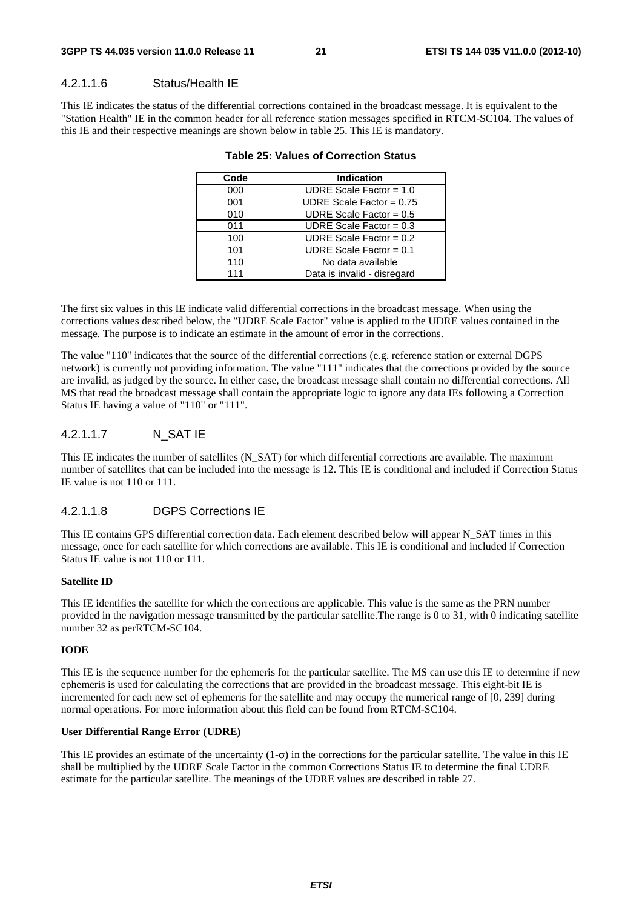#### 4.2.1.1.6 Status/Health IE

This IE indicates the status of the differential corrections contained in the broadcast message. It is equivalent to the "Station Health" IE in the common header for all reference station messages specified in RTCM-SC104. The values of this IE and their respective meanings are shown below in table 25. This IE is mandatory.

**Table 25: Values of Correction Status**

| Code | Indication |
| --- | --- |
| 000 | UDRE Scale Factor = 1.0 |
| 001 | UDRE Scale Factor = 0.75 |
| 010 | UDRE Scale Factor = 0.5 |
| 011 | UDRE Scale Factor = 0.3 |
| 100 | UDRE Scale Factor = 0.2 |
| 101 | UDRE Scale Factor = 0.1 |
| 110 | No data available |
| 111 | Data is invalid - disregard |

The first six values in this IE indicate valid differential corrections in the broadcast message. When using the corrections values described below, the "UDRE Scale Factor" value is applied to the UDRE values contained in the message. The purpose is to indicate an estimate in the amount of error in the corrections.

The value "110" indicates that the source of the differential corrections (e.g. reference station or external DGPS network) is currently not providing information. The value "111" indicates that the corrections provided by the source are invalid, as judged by the source. In either case, the broadcast message shall contain no differential corrections. All MS that read the broadcast message shall contain the appropriate logic to ignore any data IEs following a Correction Status IE having a value of "110" or "111".

#### 4.2.1.1.7 N_SAT IE

This IE indicates the number of satellites (N_SAT) for which differential corrections are available. The maximum number of satellites that can be included into the message is 12. This IE is conditional and included if Correction Status IE value is not 110 or 111.

#### 4.2.1.1.8 DGPS Corrections IE

This IE contains GPS differential correction data. Each element described below will appear N_SAT times in this message, once for each satellite for which corrections are available. This IE is conditional and included if Correction Status IE value is not 110 or 111.

**Satellite ID**

This IE identifies the satellite for which the corrections are applicable. This value is the same as the PRN number provided in the navigation message transmitted by the particular satellite.The range is 0 to 31, with 0 indicating satellite number 32 as perRTCM-SC104.

**IODE**

This IE is the sequence number for the ephemeris for the particular satellite. The MS can use this IE to determine if new ephemeris is used for calculating the corrections that are provided in the broadcast message. This eight-bit IE is incremented for each new set of ephemeris for the satellite and may occupy the numerical range of [0, 239] during normal operations. For more information about this field can be found from RTCM-SC104.

**User Differential Range Error (UDRE)**

This IE provides an estimate of the uncertainty ($1\text{-}\sigma$) in the corrections for the particular satellite. The value in this IE shall be multiplied by the UDRE Scale Factor in the common Corrections Status IE to determine the final UDRE estimate for the particular satellite. The meanings of the UDRE values are described in table 27.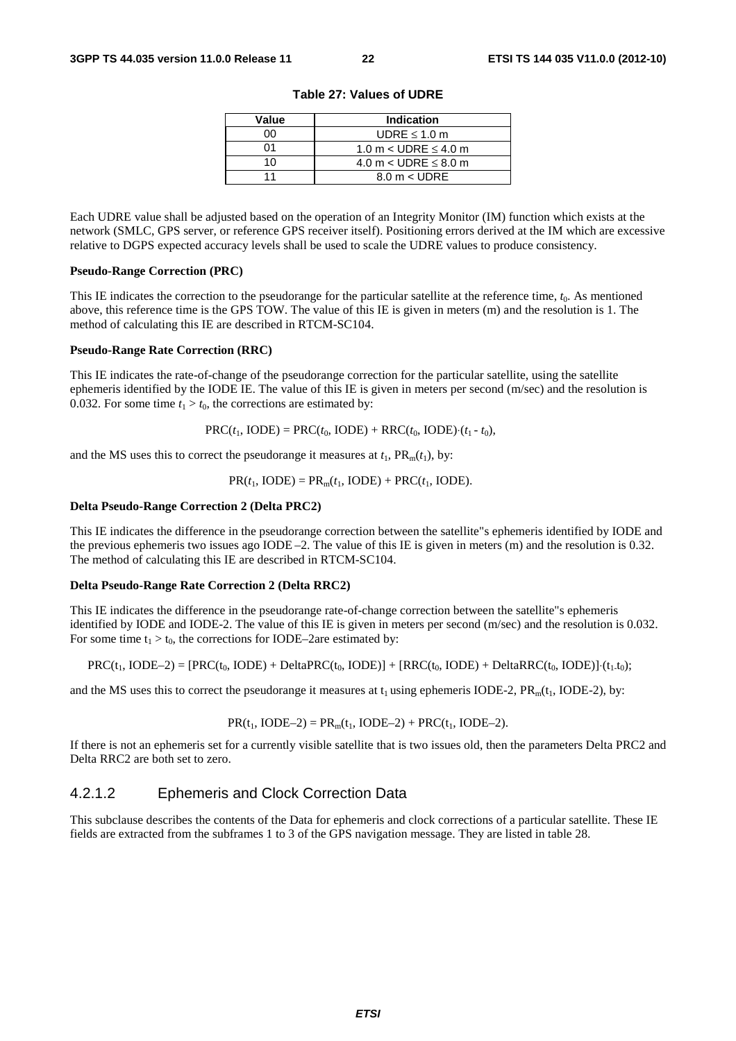**Table 27: Values of UDRE**

| Value | Indication |
|---|---|
| 00 | UDRE ≤ 1.0 m |
| 01 | 1.0 m < UDRE ≤ 4.0 m |
| 10 | 4.0 m < UDRE ≤ 8.0 m |
| 11 | 8.0 m < UDRE |

Each UDRE value shall be adjusted based on the operation of an Integrity Monitor (IM) function which exists at the network (SMLC, GPS server, or reference GPS receiver itself). Positioning errors derived at the IM which are excessive relative to DGPS expected accuracy levels shall be used to scale the UDRE values to produce consistency.

**Pseudo-Range Correction (PRC)**

This IE indicates the correction to the pseudorange for the particular satellite at the reference time, $t_0$. As mentioned above, this reference time is the GPS TOW. The value of this IE is given in meters (m) and the resolution is 1. The method of calculating this IE are described in RTCM-SC104.

**Pseudo-Range Rate Correction (RRC)**

This IE indicates the rate-of-change of the pseudorange correction for the particular satellite, using the satellite ephemeris identified by the IODE IE. The value of this IE is given in meters per second (m/sec) and the resolution is 0.032. For some time $t_1 > t_0$, the corrections are estimated by:

$$\mathrm{PRC}(t_1, \mathrm{IODE}) = \mathrm{PRC}(t_0, \mathrm{IODE}) + \mathrm{RRC}(t_0, \mathrm{IODE})\cdot(t_1 - t_0),$$

and the MS uses this to correct the pseudorange it measures at $t_1$, $\mathrm{PR}_m(t_1)$, by:

$$\mathrm{PR}(t_1, \mathrm{IODE}) = \mathrm{PR}_m(t_1, \mathrm{IODE}) + \mathrm{PRC}(t_1, \mathrm{IODE}).$$

**Delta Pseudo-Range Correction 2 (Delta PRC2)**

This IE indicates the difference in the pseudorange correction between the satellite"s ephemeris identified by IODE and the previous ephemeris two issues ago IODE –2. The value of this IE is given in meters (m) and the resolution is 0.32. The method of calculating this IE are described in RTCM-SC104.

**Delta Pseudo-Range Rate Correction 2 (Delta RRC2)**

This IE indicates the difference in the pseudorange rate-of-change correction between the satellite"s ephemeris identified by IODE and IODE-2. The value of this IE is given in meters per second (m/sec) and the resolution is 0.032. For some time $t_1 > t_0$, the corrections for IODE–2are estimated by:

$$\mathrm{PRC}(t_1, \mathrm{IODE}-2) = [\mathrm{PRC}(t_0, \mathrm{IODE}) + \mathrm{DeltaPRC}(t_0, \mathrm{IODE})] + [\mathrm{RRC}(t_0, \mathrm{IODE}) + \mathrm{DeltaRRC}(t_0, \mathrm{IODE})]\cdot(t_1 - t_0);$$

and the MS uses this to correct the pseudorange it measures at $t_1$ using ephemeris IODE-2, $\mathrm{PR}_m(t_1, \mathrm{IODE}-2)$, by:

$$\mathrm{PR}(t_1, \mathrm{IODE}-2) = \mathrm{PR}_m(t_1, \mathrm{IODE}-2) + \mathrm{PRC}(t_1, \mathrm{IODE}-2).$$

If there is not an ephemeris set for a currently visible satellite that is two issues old, then the parameters Delta PRC2 and Delta RRC2 are both set to zero.

### 4.2.1.2 Ephemeris and Clock Correction Data

This subclause describes the contents of the Data for ephemeris and clock corrections of a particular satellite. These IE fields are extracted from the subframes 1 to 3 of the GPS navigation message. They are listed in table 28.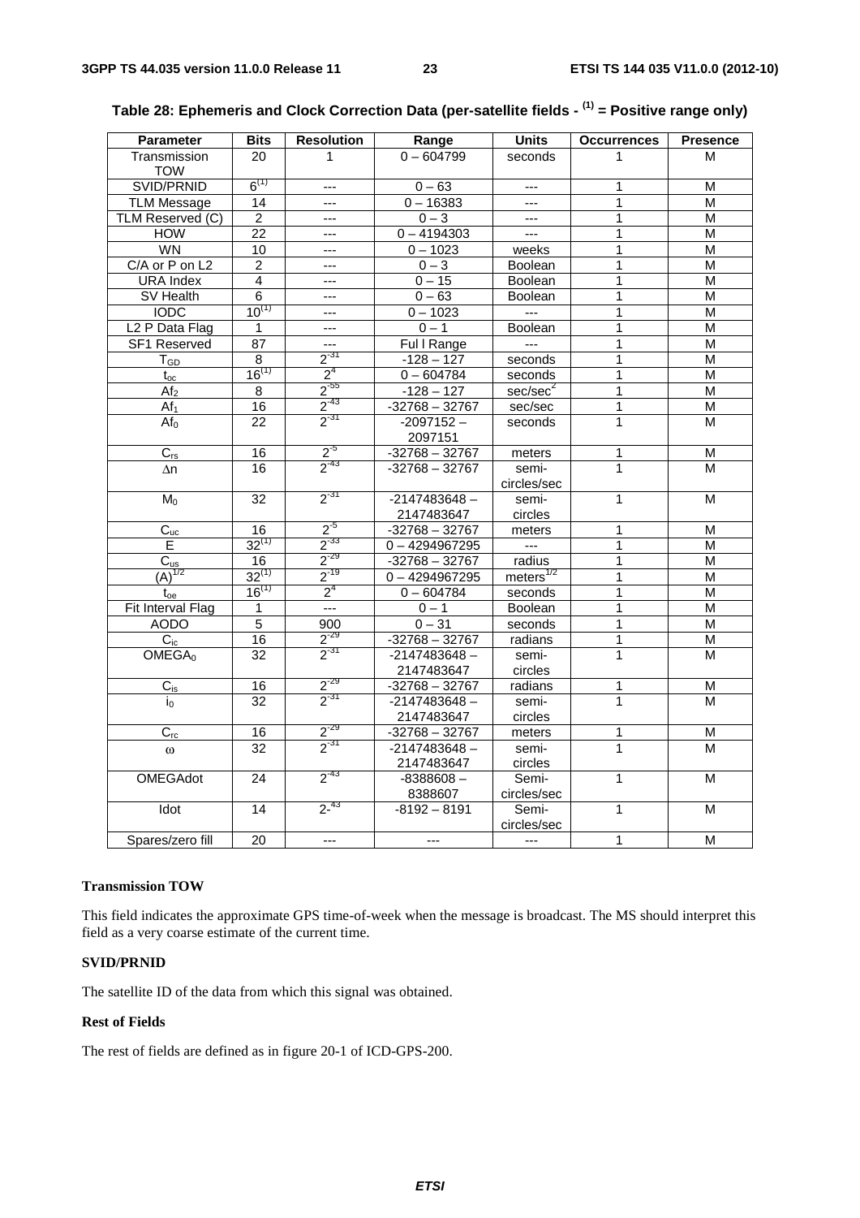**Table 28: Ephemeris and Clock Correction Data (per-satellite fields - (1) = Positive range only)**

| Parameter | Bits | Resolution | Range | Units | Occurrences | Presence |
|---|---|---|---|---|---|---|
| Transmission TOW | 20 | 1 | 0 – 604799 | seconds | 1 | M |
| SVID/PRNID | 6(1) | --- | 0 – 63 | --- | 1 | M |
| TLM Message | 14 | --- | 0 – 16383 | --- | 1 | M |
| TLM Reserved (C) | 2 | --- | 0 – 3 | --- | 1 | M |
| HOW | 22 | --- | 0 – 4194303 | --- | 1 | M |
| WN | 10 | --- | 0 – 1023 | weeks | 1 | M |
| C/A or P on L2 | 2 | --- | 0 – 3 | Boolean | 1 | M |
| URA Index | 4 | --- | 0 – 15 | Boolean | 1 | M |
| SV Health | 6 | --- | 0 – 63 | Boolean | 1 | M |
| IODC | 10(1) | --- | 0 – 1023 | --- | 1 | M |
| L2 P Data Flag | 1 | --- | 0 – 1 | Boolean | 1 | M |
| SF1 Reserved | 87 | --- | Ful l Range | --- | 1 | M |
| $T_{GD}$ | 8 | $2^{-31}$ | -128 – 127 | seconds | 1 | M |
| $t_{oc}$ | 16(1) | $2^{4}$ | 0 – 604784 | seconds | 1 | M |
| $Af_2$ | 8 | $2^{-55}$ | -128 – 127 | sec/sec$^2$ | 1 | M |
| $Af_1$ | 16 | $2^{-43}$ | -32768 – 32767 | sec/sec | 1 | M |
| $Af_0$ | 22 | $2^{-31}$ | -2097152 – 2097151 | seconds | 1 | M |
| $C_{rs}$ | 16 | $2^{-5}$ | -32768 – 32767 | meters | 1 | M |
| $\Delta n$ | 16 | $2^{-43}$ | -32768 – 32767 | semi-circles/sec | 1 | M |
| $M_0$ | 32 | $2^{-31}$ | -2147483648 – 2147483647 | semi-circles | 1 | M |
| $C_{uc}$ | 16 | $2^{-5}$ | -32768 – 32767 | meters | 1 | M |
| E | 32(1) | $2^{-33}$ | 0 – 4294967295 | --- | 1 | M |
| $C_{us}$ | 16 | $2^{-29}$ | -32768 – 32767 | radius | 1 | M |
| $(A)^{1/2}$ | 32(1) | $2^{-19}$ | 0 – 4294967295 | meters$^{1/2}$ | 1 | M |
| $t_{oe}$ | 16(1) | $2^{4}$ | 0 – 604784 | seconds | 1 | M |
| Fit Interval Flag | 1 | --- | 0 – 1 | Boolean | 1 | M |
| AODO | 5 | 900 | 0 – 31 | seconds | 1 | M |
| $C_{ic}$ | 16 | $2^{-29}$ | -32768 – 32767 | radians | 1 | M |
| $OMEGA_0$ | 32 | $2^{-31}$ | -2147483648 – 2147483647 | semi-circles | 1 | M |
| $C_{is}$ | 16 | $2^{-29}$ | -32768 – 32767 | radians | 1 | M |
| $i_0$ | 32 | $2^{-31}$ | -2147483648 – 2147483647 | semi-circles | 1 | M |
| $C_{rc}$ | 16 | $2^{-29}$ | -32768 – 32767 | meters | 1 | M |
| $\omega$ | 32 | $2^{-31}$ | -2147483648 – 2147483647 | semi-circles | 1 | M |
| OMEGAdot | 24 | $2^{-43}$ | -8388608 – 8388607 | Semi-circles/sec | 1 | M |
| Idot | 14 | $2^{-43}$ | -8192 – 8191 | Semi-circles/sec | 1 | M |
| Spares/zero fill | 20 | --- | --- | --- | 1 | M |

**Transmission TOW**

This field indicates the approximate GPS time-of-week when the message is broadcast. The MS should interpret this field as a very coarse estimate of the current time.

**SVID/PRNID**

The satellite ID of the data from which this signal was obtained.

**Rest of Fields**

The rest of fields are defined as in figure 20-1 of ICD-GPS-200.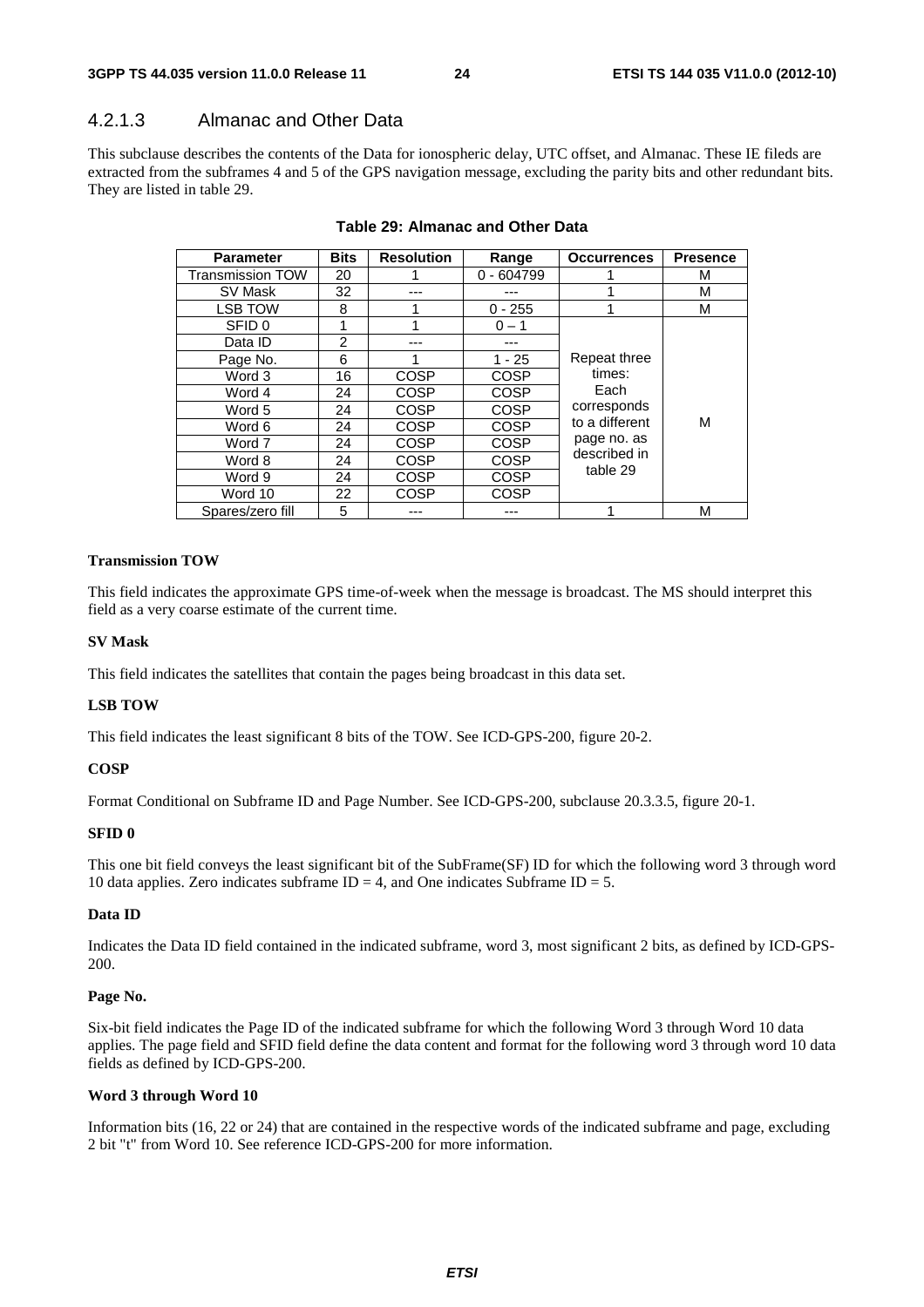### 4.2.1.3 Almanac and Other Data

This subclause describes the contents of the Data for ionospheric delay, UTC offset, and Almanac. These IE fileds are extracted from the subframes 4 and 5 of the GPS navigation message, excluding the parity bits and other redundant bits. They are listed in table 29.

**Table 29: Almanac and Other Data**

| Parameter | Bits | Resolution | Range | Occurrences | Presence |
|---|---|---|---|---|---|
| Transmission TOW | 20 | 1 | 0 - 604799 | 1 | M |
| SV Mask | 32 | --- | --- | 1 | M |
| LSB TOW | 8 | 1 | 0 - 255 | 1 | M |
| SFID 0 | 1 | 1 | 0 – 1 | Repeat three times: Each corresponds to a different page no. as described in table 29 | M |
| Data ID | 2 | --- | --- | | |
| Page No. | 6 | 1 | 1 - 25 | | |
| Word 3 | 16 | COSP | COSP | | |
| Word 4 | 24 | COSP | COSP | | |
| Word 5 | 24 | COSP | COSP | | |
| Word 6 | 24 | COSP | COSP | | |
| Word 7 | 24 | COSP | COSP | | |
| Word 8 | 24 | COSP | COSP | | |
| Word 9 | 24 | COSP | COSP | | |
| Word 10 | 22 | COSP | COSP | | |
| Spares/zero fill | 5 | --- | --- | 1 | M |

**Transmission TOW**

This field indicates the approximate GPS time-of-week when the message is broadcast. The MS should interpret this field as a very coarse estimate of the current time.

**SV Mask**

This field indicates the satellites that contain the pages being broadcast in this data set.

**LSB TOW**

This field indicates the least significant 8 bits of the TOW. See ICD-GPS-200, figure 20-2.

**COSP**

Format Conditional on Subframe ID and Page Number. See ICD-GPS-200, subclause 20.3.3.5, figure 20-1.

**SFID 0**

This one bit field conveys the least significant bit of the SubFrame(SF) ID for which the following word 3 through word 10 data applies. Zero indicates subframe ID = 4, and One indicates Subframe ID = 5.

**Data ID**

Indicates the Data ID field contained in the indicated subframe, word 3, most significant 2 bits, as defined by ICD-GPS-200.

**Page No.**

Six-bit field indicates the Page ID of the indicated subframe for which the following Word 3 through Word 10 data applies. The page field and SFID field define the data content and format for the following word 3 through word 10 data fields as defined by ICD-GPS-200.

**Word 3 through Word 10**

Information bits (16, 22 or 24) that are contained in the respective words of the indicated subframe and page, excluding 2 bit "t" from Word 10. See reference ICD-GPS-200 for more information.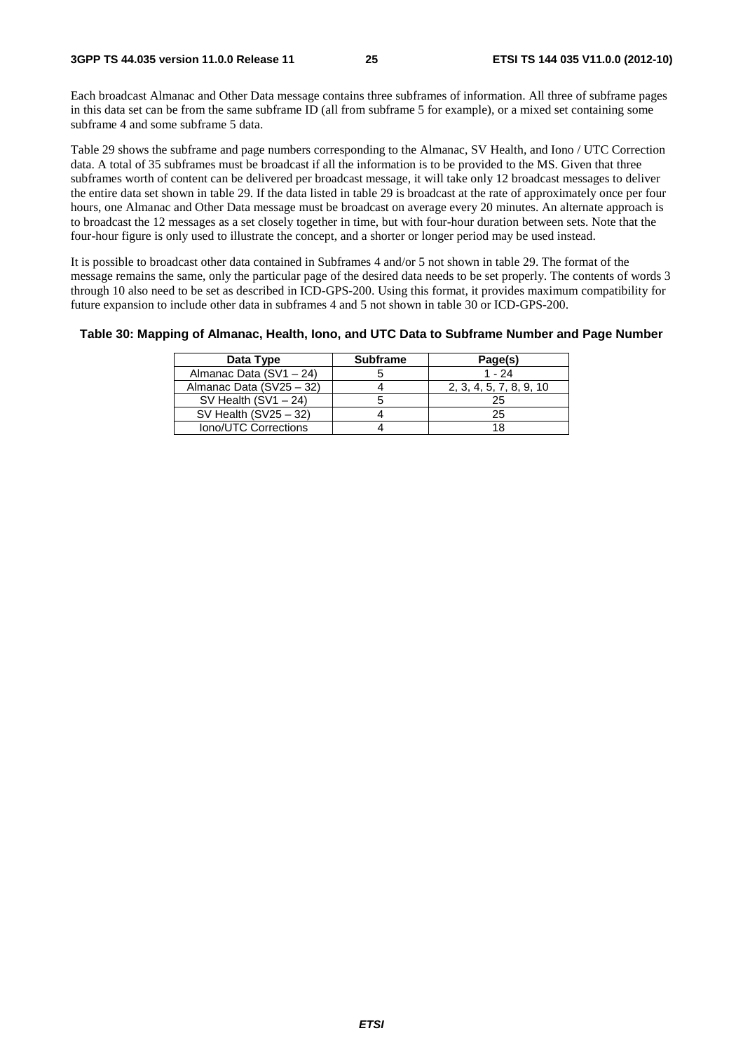Each broadcast Almanac and Other Data message contains three subframes of information. All three of subframe pages in this data set can be from the same subframe ID (all from subframe 5 for example), or a mixed set containing some subframe 4 and some subframe 5 data.

Table 29 shows the subframe and page numbers corresponding to the Almanac, SV Health, and Iono / UTC Correction data. A total of 35 subframes must be broadcast if all the information is to be provided to the MS. Given that three subframes worth of content can be delivered per broadcast message, it will take only 12 broadcast messages to deliver the entire data set shown in table 29. If the data listed in table 29 is broadcast at the rate of approximately once per four hours, one Almanac and Other Data message must be broadcast on average every 20 minutes. An alternate approach is to broadcast the 12 messages as a set closely together in time, but with four-hour duration between sets. Note that the four-hour figure is only used to illustrate the concept, and a shorter or longer period may be used instead.

It is possible to broadcast other data contained in Subframes 4 and/or 5 not shown in table 29. The format of the message remains the same, only the particular page of the desired data needs to be set properly. The contents of words 3 through 10 also need to be set as described in ICD-GPS-200. Using this format, it provides maximum compatibility for future expansion to include other data in subframes 4 and 5 not shown in table 30 or ICD-GPS-200.

**Table 30: Mapping of Almanac, Health, Iono, and UTC Data to Subframe Number and Page Number**

| Data Type | Subframe | Page(s) |
|---|---|---|
| Almanac Data (SV1 – 24) | 5 | 1 - 24 |
| Almanac Data (SV25 – 32) | 4 | 2, 3, 4, 5, 7, 8, 9, 10 |
| SV Health (SV1 – 24) | 5 | 25 |
| SV Health (SV25 – 32) | 4 | 25 |
| Iono/UTC Corrections | 4 | 18 |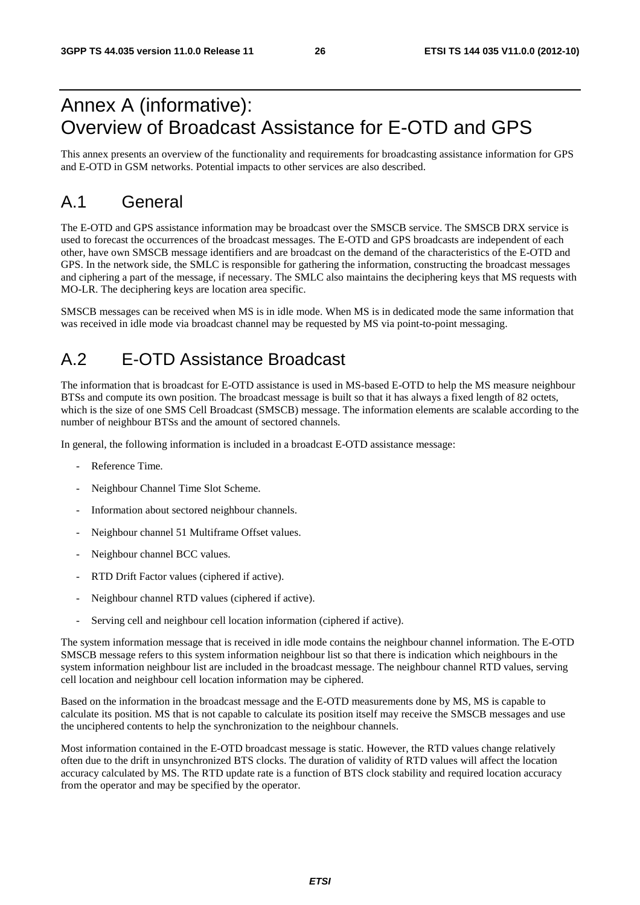# Annex A (informative): Overview of Broadcast Assistance for E-OTD and GPS

This annex presents an overview of the functionality and requirements for broadcasting assistance information for GPS and E-OTD in GSM networks. Potential impacts to other services are also described.

## A.1 General

The E-OTD and GPS assistance information may be broadcast over the SMSCB service. The SMSCB DRX service is used to forecast the occurrences of the broadcast messages. The E-OTD and GPS broadcasts are independent of each other, have own SMSCB message identifiers and are broadcast on the demand of the characteristics of the E-OTD and GPS. In the network side, the SMLC is responsible for gathering the information, constructing the broadcast messages and ciphering a part of the message, if necessary. The SMLC also maintains the deciphering keys that MS requests with MO-LR. The deciphering keys are location area specific.

SMSCB messages can be received when MS is in idle mode. When MS is in dedicated mode the same information that was received in idle mode via broadcast channel may be requested by MS via point-to-point messaging.

## A.2 E-OTD Assistance Broadcast

The information that is broadcast for E-OTD assistance is used in MS-based E-OTD to help the MS measure neighbour BTSs and compute its own position. The broadcast message is built so that it has always a fixed length of 82 octets, which is the size of one SMS Cell Broadcast (SMSCB) message. The information elements are scalable according to the number of neighbour BTSs and the amount of sectored channels.

In general, the following information is included in a broadcast E-OTD assistance message:

- Reference Time.
- Neighbour Channel Time Slot Scheme.
- Information about sectored neighbour channels.
- Neighbour channel 51 Multiframe Offset values.
- Neighbour channel BCC values.
- RTD Drift Factor values (ciphered if active).
- Neighbour channel RTD values (ciphered if active).
- Serving cell and neighbour cell location information (ciphered if active).

The system information message that is received in idle mode contains the neighbour channel information. The E-OTD SMSCB message refers to this system information neighbour list so that there is indication which neighbours in the system information neighbour list are included in the broadcast message. The neighbour channel RTD values, serving cell location and neighbour cell location information may be ciphered.

Based on the information in the broadcast message and the E-OTD measurements done by MS, MS is capable to calculate its position. MS that is not capable to calculate its position itself may receive the SMSCB messages and use the unciphered contents to help the synchronization to the neighbour channels.

Most information contained in the E-OTD broadcast message is static. However, the RTD values change relatively often due to the drift in unsynchronized BTS clocks. The duration of validity of RTD values will affect the location accuracy calculated by MS. The RTD update rate is a function of BTS clock stability and required location accuracy from the operator and may be specified by the operator.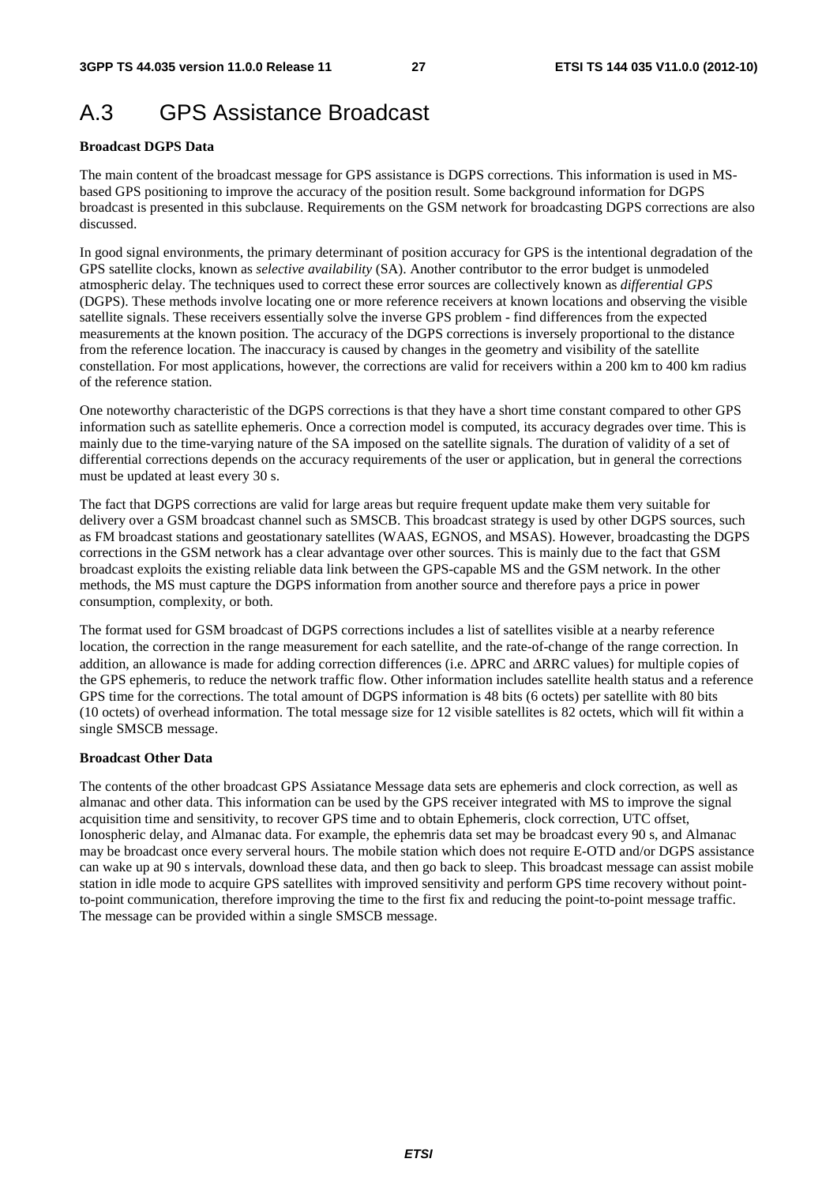# A.3 GPS Assistance Broadcast

**Broadcast DGPS Data**

The main content of the broadcast message for GPS assistance is DGPS corrections. This information is used in MS-based GPS positioning to improve the accuracy of the position result. Some background information for DGPS broadcast is presented in this subclause. Requirements on the GSM network for broadcasting DGPS corrections are also discussed.

In good signal environments, the primary determinant of position accuracy for GPS is the intentional degradation of the GPS satellite clocks, known as *selective availability* (SA). Another contributor to the error budget is unmodeled atmospheric delay. The techniques used to correct these error sources are collectively known as *differential GPS* (DGPS). These methods involve locating one or more reference receivers at known locations and observing the visible satellite signals. These receivers essentially solve the inverse GPS problem - find differences from the expected measurements at the known position. The accuracy of the DGPS corrections is inversely proportional to the distance from the reference location. The inaccuracy is caused by changes in the geometry and visibility of the satellite constellation. For most applications, however, the corrections are valid for receivers within a 200 km to 400 km radius of the reference station.

One noteworthy characteristic of the DGPS corrections is that they have a short time constant compared to other GPS information such as satellite ephemeris. Once a correction model is computed, its accuracy degrades over time. This is mainly due to the time-varying nature of the SA imposed on the satellite signals. The duration of validity of a set of differential corrections depends on the accuracy requirements of the user or application, but in general the corrections must be updated at least every 30 s.

The fact that DGPS corrections are valid for large areas but require frequent update make them very suitable for delivery over a GSM broadcast channel such as SMSCB. This broadcast strategy is used by other DGPS sources, such as FM broadcast stations and geostationary satellites (WAAS, EGNOS, and MSAS). However, broadcasting the DGPS corrections in the GSM network has a clear advantage over other sources. This is mainly due to the fact that GSM broadcast exploits the existing reliable data link between the GPS-capable MS and the GSM network. In the other methods, the MS must capture the DGPS information from another source and therefore pays a price in power consumption, complexity, or both.

The format used for GSM broadcast of DGPS corrections includes a list of satellites visible at a nearby reference location, the correction in the range measurement for each satellite, and the rate-of-change of the range correction. In addition, an allowance is made for adding correction differences (i.e. ΔPRC and ΔRRC values) for multiple copies of the GPS ephemeris, to reduce the network traffic flow. Other information includes satellite health status and a reference GPS time for the corrections. The total amount of DGPS information is 48 bits (6 octets) per satellite with 80 bits (10 octets) of overhead information. The total message size for 12 visible satellites is 82 octets, which will fit within a single SMSCB message.

**Broadcast Other Data**

The contents of the other broadcast GPS Assiatance Message data sets are ephemeris and clock correction, as well as almanac and other data. This information can be used by the GPS receiver integrated with MS to improve the signal acquisition time and sensitivity, to recover GPS time and to obtain Ephemeris, clock correction, UTC offset, Ionospheric delay, and Almanac data. For example, the ephemris data set may be broadcast every 90 s, and Almanac may be broadcast once every serveral hours. The mobile station which does not require E-OTD and/or DGPS assistance can wake up at 90 s intervals, download these data, and then go back to sleep. This broadcast message can assist mobile station in idle mode to acquire GPS satellites with improved sensitivity and perform GPS time recovery without point-to-point communication, therefore improving the time to the first fix and reducing the point-to-point message traffic. The message can be provided within a single SMSCB message.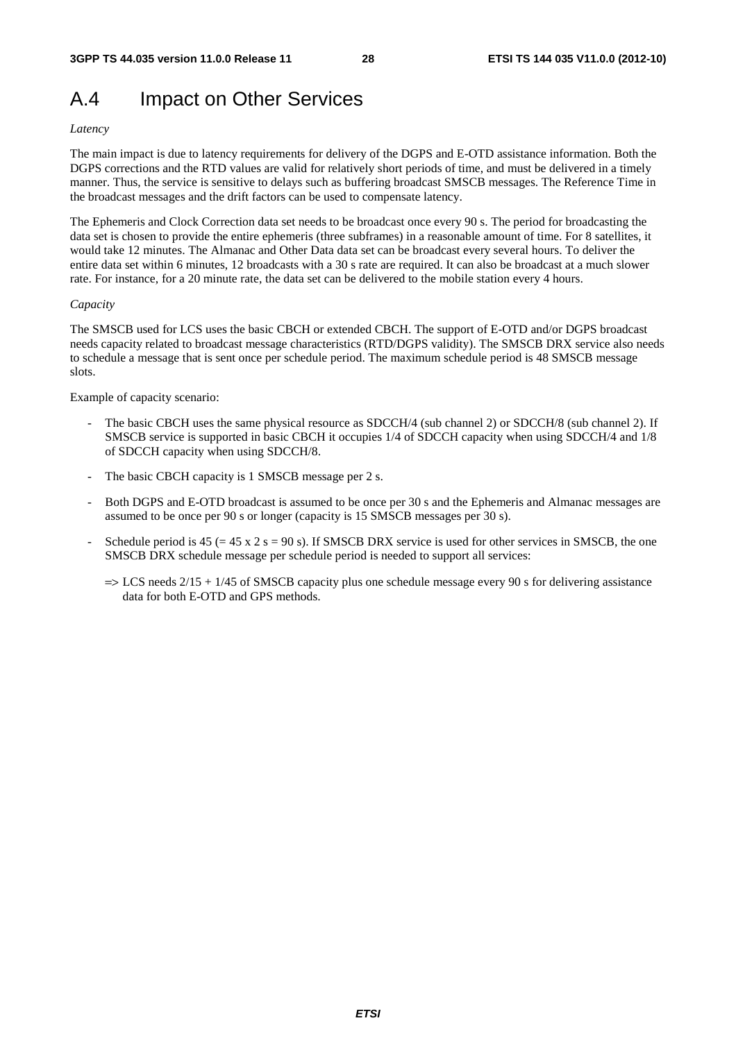# A.4 Impact on Other Services

*Latency*

The main impact is due to latency requirements for delivery of the DGPS and E-OTD assistance information. Both the DGPS corrections and the RTD values are valid for relatively short periods of time, and must be delivered in a timely manner. Thus, the service is sensitive to delays such as buffering broadcast SMSCB messages. The Reference Time in the broadcast messages and the drift factors can be used to compensate latency.

The Ephemeris and Clock Correction data set needs to be broadcast once every 90 s. The period for broadcasting the data set is chosen to provide the entire ephemeris (three subframes) in a reasonable amount of time. For 8 satellites, it would take 12 minutes. The Almanac and Other Data data set can be broadcast every several hours. To deliver the entire data set within 6 minutes, 12 broadcasts with a 30 s rate are required. It can also be broadcast at a much slower rate. For instance, for a 20 minute rate, the data set can be delivered to the mobile station every 4 hours.

*Capacity*

The SMSCB used for LCS uses the basic CBCH or extended CBCH. The support of E-OTD and/or DGPS broadcast needs capacity related to broadcast message characteristics (RTD/DGPS validity). The SMSCB DRX service also needs to schedule a message that is sent once per schedule period. The maximum schedule period is 48 SMSCB message slots.

Example of capacity scenario:

- The basic CBCH uses the same physical resource as SDCCH/4 (sub channel 2) or SDCCH/8 (sub channel 2). If SMSCB service is supported in basic CBCH it occupies 1/4 of SDCCH capacity when using SDCCH/4 and 1/8 of SDCCH capacity when using SDCCH/8.
- The basic CBCH capacity is 1 SMSCB message per 2 s.
- Both DGPS and E-OTD broadcast is assumed to be once per 30 s and the Ephemeris and Almanac messages are assumed to be once per 90 s or longer (capacity is 15 SMSCB messages per 30 s).
- Schedule period is 45 (= 45 x 2 s = 90 s). If SMSCB DRX service is used for other services in SMSCB, the one SMSCB DRX schedule message per schedule period is needed to support all services:

  => LCS needs 2/15 + 1/45 of SMSCB capacity plus one schedule message every 90 s for delivering assistance data for both E-OTD and GPS methods.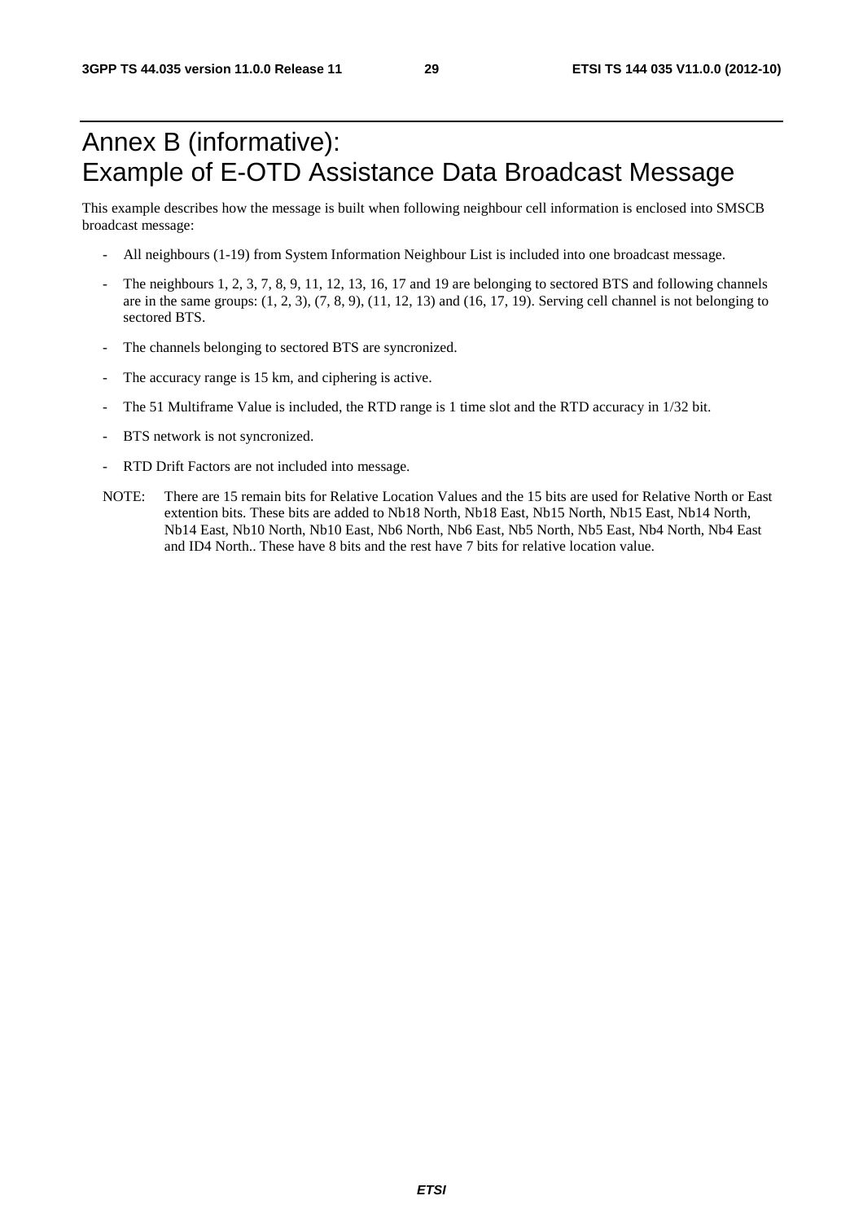# Annex B (informative): Example of E-OTD Assistance Data Broadcast Message

This example describes how the message is built when following neighbour cell information is enclosed into SMSCB broadcast message:

- All neighbours (1-19) from System Information Neighbour List is included into one broadcast message.
- The neighbours 1, 2, 3, 7, 8, 9, 11, 12, 13, 16, 17 and 19 are belonging to sectored BTS and following channels are in the same groups: (1, 2, 3), (7, 8, 9), (11, 12, 13) and (16, 17, 19). Serving cell channel is not belonging to sectored BTS.
- The channels belonging to sectored BTS are syncronized.
- The accuracy range is 15 km, and ciphering is active.
- The 51 Multiframe Value is included, the RTD range is 1 time slot and the RTD accuracy in 1/32 bit.
- BTS network is not syncronized.
- RTD Drift Factors are not included into message.

NOTE: There are 15 remain bits for Relative Location Values and the 15 bits are used for Relative North or East extention bits. These bits are added to Nb18 North, Nb18 East, Nb15 North, Nb15 East, Nb14 North, Nb14 East, Nb10 North, Nb10 East, Nb6 North, Nb6 East, Nb5 North, Nb5 East, Nb4 North, Nb4 East and ID4 North.. These have 8 bits and the rest have 7 bits for relative location value.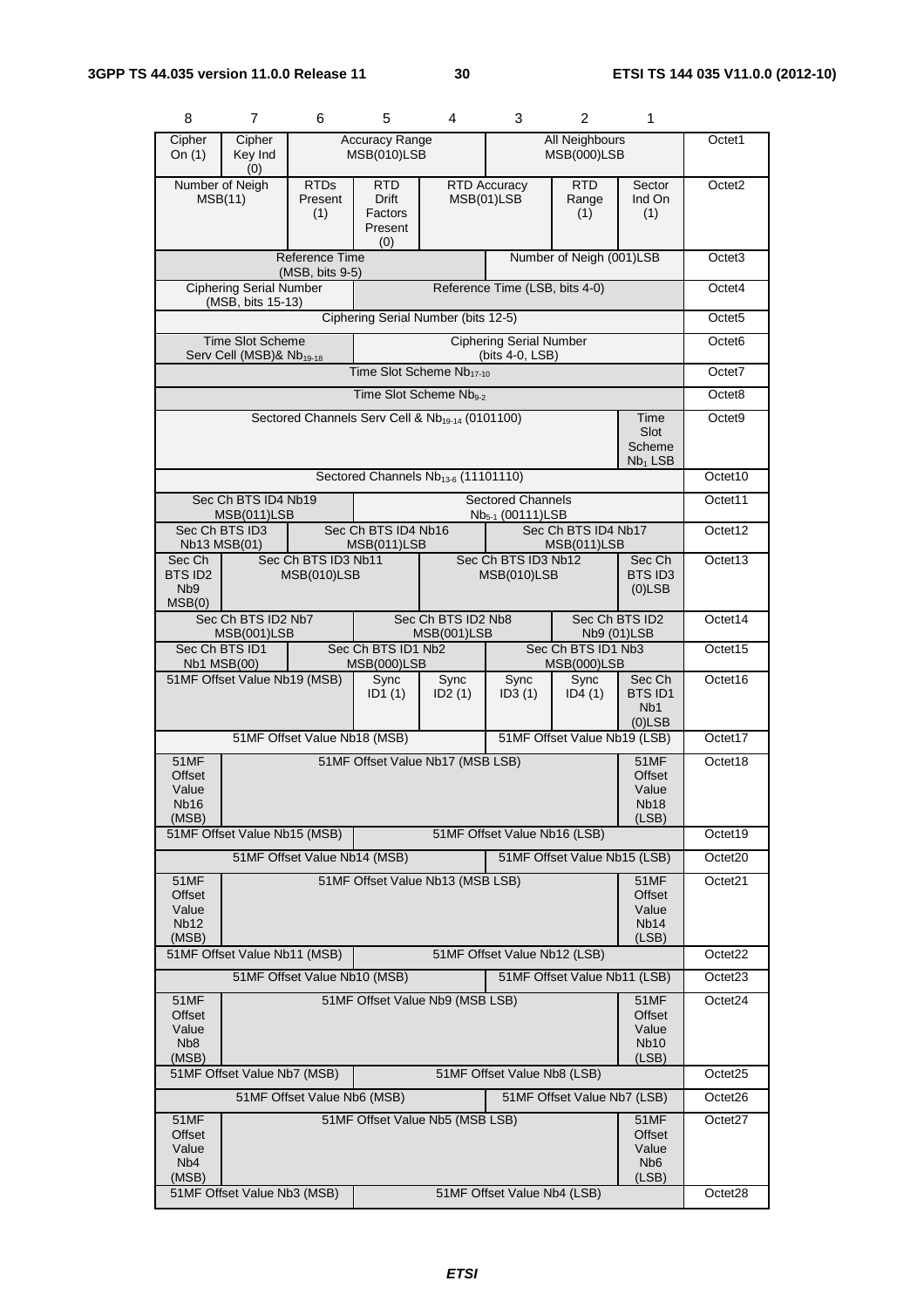| 8 | 7 | 6 | 5 | 4 | 3 | 2 | 1 | |
|---|---|---|---|---|---|---|---|---|
| Cipher On (1) | Cipher Key Ind (0) | Accuracy Range MSB(010)LSB | | | All Neighbours MSB(000)LSB | | | Octet1 |
| Number of Neigh MSB(11) | | RTDs Present (1) | RTD Drift Factors Present (0) | RTD Accuracy MSB(01)LSB | | RTD Range (1) | Sector Ind On (1) | Octet2 |
| Reference Time (MSB, bits 9-5) | | | | | Number of Neigh (001)LSB | | | Octet3 |
| Ciphering Serial Number (MSB, bits 15-13) | | | Reference Time (LSB, bits 4-0) | | | | | Octet4 |
| Ciphering Serial Number (bits 12-5) | | | | | | | | Octet5 |
| Time Slot Scheme Serv Cell (MSB)& $Nb_{19-18}$ | | | Ciphering Serial Number (bits 4-0, LSB) | | | | | Octet6 |
| Time Slot Scheme $Nb_{17-10}$ | | | | | | | | Octet7 |
| Time Slot Scheme $Nb_{9-2}$ | | | | | | | | Octet8 |
| Sectored Channels Serv Cell & $Nb_{19-14}$ (0101100) | | | | | | | Time Slot Scheme $Nb_1$ LSB | Octet9 |
| Sectored Channels $Nb_{13-6}$ (11101110) | | | | | | | | Octet10 |
| Sec Ch BTS ID4 Nb19 MSB(011)LSB | | | Sectored Channels $Nb_{5-1}$ (00111)LSB | | | | | Octet11 |
| Sec Ch BTS ID3 Nb13 MSB(01) | | Sec Ch BTS ID4 Nb16 MSB(011)LSB | | | Sec Ch BTS ID4 Nb17 MSB(011)LSB | | | Octet12 |
| Sec Ch BTS ID2 Nb9 MSB(0) | Sec Ch BTS ID3 Nb11 MSB(010)LSB | | | Sec Ch BTS ID3 Nb12 MSB(010)LSB | | | Sec Ch BTS ID3 (0)LSB | Octet13 |
| Sec Ch BTS ID2 Nb7 MSB(001)LSB | | | Sec Ch BTS ID2 Nb8 MSB(001)LSB | | | Sec Ch BTS ID2 Nb9 (01)LSB | | Octet14 |
| Sec Ch BTS ID1 Nb1 MSB(00) | | Sec Ch BTS ID1 Nb2 MSB(000)LSB | | | Sec Ch BTS ID1 Nb3 MSB(000)LSB | | | Octet15 |
| 51MF Offset Value Nb19 (MSB) | | | Sync ID1 (1) | Sync ID2 (1) | Sync ID3 (1) | Sync ID4 (1) | Sec Ch BTS ID1 Nb1 (0)LSB | Octet16 |
| 51MF Offset Value Nb18 (MSB) | | | | | 51MF Offset Value Nb19 (LSB) | | | Octet17 |
| 51MF Offset Value Nb16 (MSB) | 51MF Offset Value Nb17 (MSB LSB) | | | | | | 51MF Offset Value Nb18 (LSB) | Octet18 |
| 51MF Offset Value Nb15 (MSB) | | | 51MF Offset Value Nb16 (LSB) | | | | | Octet19 |
| 51MF Offset Value Nb14 (MSB) | | | | | 51MF Offset Value Nb15 (LSB) | | | Octet20 |
| 51MF Offset Value Nb12 (MSB) | 51MF Offset Value Nb13 (MSB LSB) | | | | | | 51MF Offset Value Nb14 (LSB) | Octet21 |
| 51MF Offset Value Nb11 (MSB) | | | 51MF Offset Value Nb12 (LSB) | | | | | Octet22 |
| 51MF Offset Value Nb10 (MSB) | | | | | 51MF Offset Value Nb11 (LSB) | | | Octet23 |
| 51MF Offset Value Nb8 (MSB) | 51MF Offset Value Nb9 (MSB LSB) | | | | | | 51MF Offset Value Nb10 (LSB) | Octet24 |
| 51MF Offset Value Nb7 (MSB) | | | 51MF Offset Value Nb8 (LSB) | | | | | Octet25 |
| 51MF Offset Value Nb6 (MSB) | | | | | 51MF Offset Value Nb7 (LSB) | | | Octet26 |
| 51MF Offset Value Nb4 (MSB) | 51MF Offset Value Nb5 (MSB LSB) | | | | | | 51MF Offset Value Nb6 (LSB) | Octet27 |
| 51MF Offset Value Nb3 (MSB) | | | 51MF Offset Value Nb4 (LSB) | | | | | Octet28 |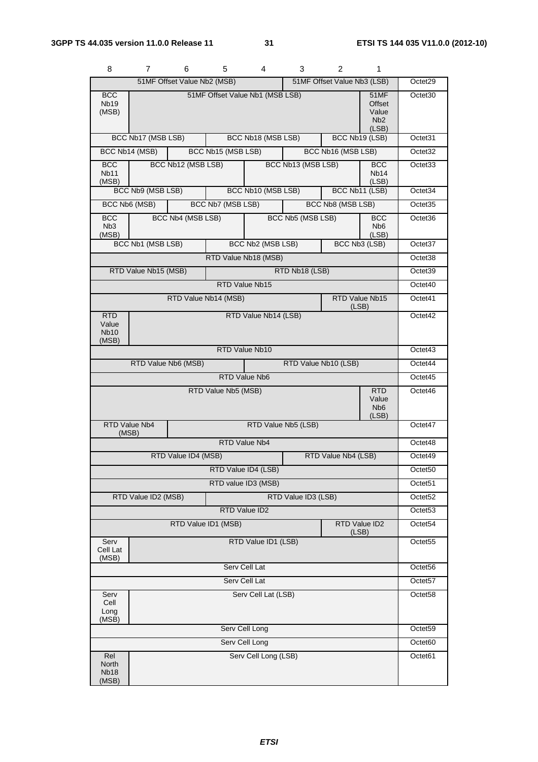| 8 | 7 | 6 | 5 | 4 | 3 | 2 | 1 | |
|---|---|---|---|---|---|---|---|---|
| 51MF Offset Value Nb2 (MSB) | | | | | 51MF Offset Value Nb3 (LSB) | | | Octet29 |
| BCC Nb19 (MSB) | 51MF Offset Value Nb1 (MSB LSB) | | | | | | 51MF Offset Value Nb2 (LSB) | Octet30 |
| BCC Nb17 (MSB LSB) | | | BCC Nb18 (MSB LSB) | | | BCC Nb19 (LSB) | | Octet31 |
| BCC Nb14 (MSB) | | BCC Nb15 (MSB LSB) | | | BCC Nb16 (MSB LSB) | | | Octet32 |
| BCC Nb11 (MSB) | BCC Nb12 (MSB LSB) | | | BCC Nb13 (MSB LSB) | | | BCC Nb14 (LSB) | Octet33 |
| BCC Nb9 (MSB LSB) | | | BCC Nb10 (MSB LSB) | | | BCC Nb11 (LSB) | | Octet34 |
| BCC Nb6 (MSB) | | BCC Nb7 (MSB LSB) | | | BCC Nb8 (MSB LSB) | | | Octet35 |
| BCC Nb3 (MSB) | BCC Nb4 (MSB LSB) | | | BCC Nb5 (MSB LSB) | | | BCC Nb6 (LSB) | Octet36 |
| BCC Nb1 (MSB LSB) | | | BCC Nb2 (MSB LSB) | | | BCC Nb3 (LSB) | | Octet37 |
| RTD Value Nb18 (MSB) | | | | | | | | Octet38 |
| RTD Value Nb15 (MSB) | | | RTD Nb18 (LSB) | | | | | Octet39 |
| RTD Value Nb15 | | | | | | | | Octet40 |
| RTD Value Nb14 (MSB) | | | | | | RTD Value Nb15 (LSB) | | Octet41 |
| RTD Value Nb10 (MSB) | RTD Value Nb14 (LSB) | | | | | | | Octet42 |
| RTD Value Nb10 | | | | | | | | Octet43 |
| RTD Value Nb6 (MSB) | | | | RTD Value Nb10 (LSB) | | | | Octet44 |
| RTD Value Nb6 | | | | | | | | Octet45 |
| RTD Value Nb5 (MSB) | | | | | | | RTD Value Nb6 (LSB) | Octet46 |
| RTD Value Nb4 (MSB) | | RTD Value Nb5 (LSB) | | | | | | Octet47 |
| RTD Value Nb4 | | | | | | | | Octet48 |
| RTD Value ID4 (MSB) | | | | | RTD Value Nb4 (LSB) | | | Octet49 |
| RTD Value ID4 (LSB) | | | | | | | | Octet50 |
| RTD value ID3 (MSB) | | | | | | | | Octet51 |
| RTD Value ID2 (MSB) | | | RTD Value ID3 (LSB) | | | | | Octet52 |
| RTD Value ID2 | | | | | | | | Octet53 |
| RTD Value ID1 (MSB) | | | | | | RTD Value ID2 (LSB) | | Octet54 |
| Serv Cell Lat (MSB) | RTD Value ID1 (LSB) | | | | | | | Octet55 |
| Serv Cell Lat | | | | | | | | Octet56 |
| Serv Cell Lat | | | | | | | | Octet57 |
| Serv Cell Long (MSB) | Serv Cell Lat (LSB) | | | | | | | Octet58 |
| Serv Cell Long | | | | | | | | Octet59 |
| Serv Cell Long | | | | | | | | Octet60 |
| Rel North Nb18 (MSB) | Serv Cell Long (LSB) | | | | | | | Octet61 |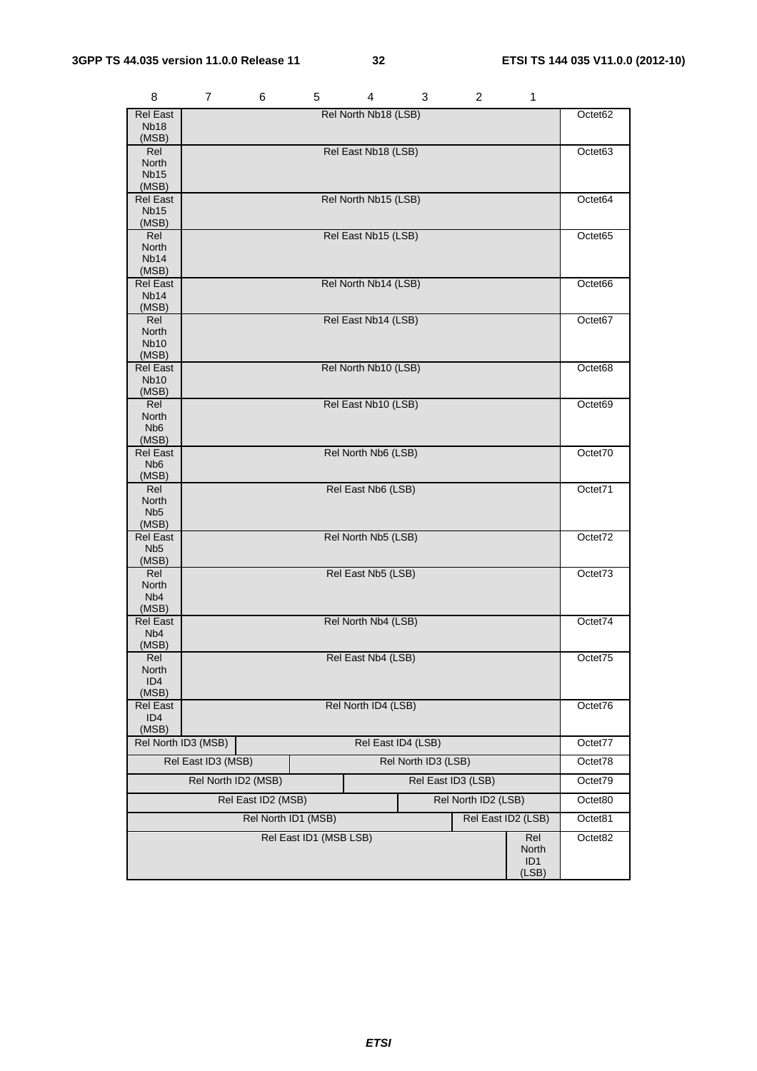| 8 | 7 | 6 | 5 | 4 | 3 | 2 | 1 | |
|---|---|---|---|---|---|---|---|---|
| Rel East Nb18 (MSB) | Rel North Nb18 (LSB) | | | | | | | Octet62 |
| Rel North Nb15 (MSB) | Rel East Nb18 (LSB) | | | | | | | Octet63 |
| Rel East Nb15 (MSB) | Rel North Nb15 (LSB) | | | | | | | Octet64 |
| Rel North Nb14 (MSB) | Rel East Nb15 (LSB) | | | | | | | Octet65 |
| Rel East Nb14 (MSB) | Rel North Nb14 (LSB) | | | | | | | Octet66 |
| Rel North Nb10 (MSB) | Rel East Nb14 (LSB) | | | | | | | Octet67 |
| Rel East Nb10 (MSB) | Rel North Nb10 (LSB) | | | | | | | Octet68 |
| Rel North Nb6 (MSB) | Rel East Nb10 (LSB) | | | | | | | Octet69 |
| Rel East Nb6 (MSB) | Rel North Nb6 (LSB) | | | | | | | Octet70 |
| Rel North Nb5 (MSB) | Rel East Nb6 (LSB) | | | | | | | Octet71 |
| Rel East Nb5 (MSB) | Rel North Nb5 (LSB) | | | | | | | Octet72 |
| Rel North Nb4 (MSB) | Rel East Nb5 (LSB) | | | | | | | Octet73 |
| Rel East Nb4 (MSB) | Rel North Nb4 (LSB) | | | | | | | Octet74 |
| Rel North ID4 (MSB) | Rel East Nb4 (LSB) | | | | | | | Octet75 |
| Rel East ID4 (MSB) | Rel North ID4 (LSB) | | | | | | | Octet76 |
| Rel North ID3 (MSB) | | Rel East ID4 (LSB) | | | | | | Octet77 |
| Rel East ID3 (MSB) | | | Rel North ID3 (LSB) | | | | | Octet78 |
| Rel North ID2 (MSB) | | | | Rel East ID3 (LSB) | | | | Octet79 |
| Rel East ID2 (MSB) | | | | | Rel North ID2 (LSB) | | | Octet80 |
| Rel North ID1 (MSB) | | | | | | Rel East ID2 (LSB) | | Octet81 |
| Rel East ID1 (MSB LSB) | | | | | | | Rel North ID1 (LSB) | Octet82 |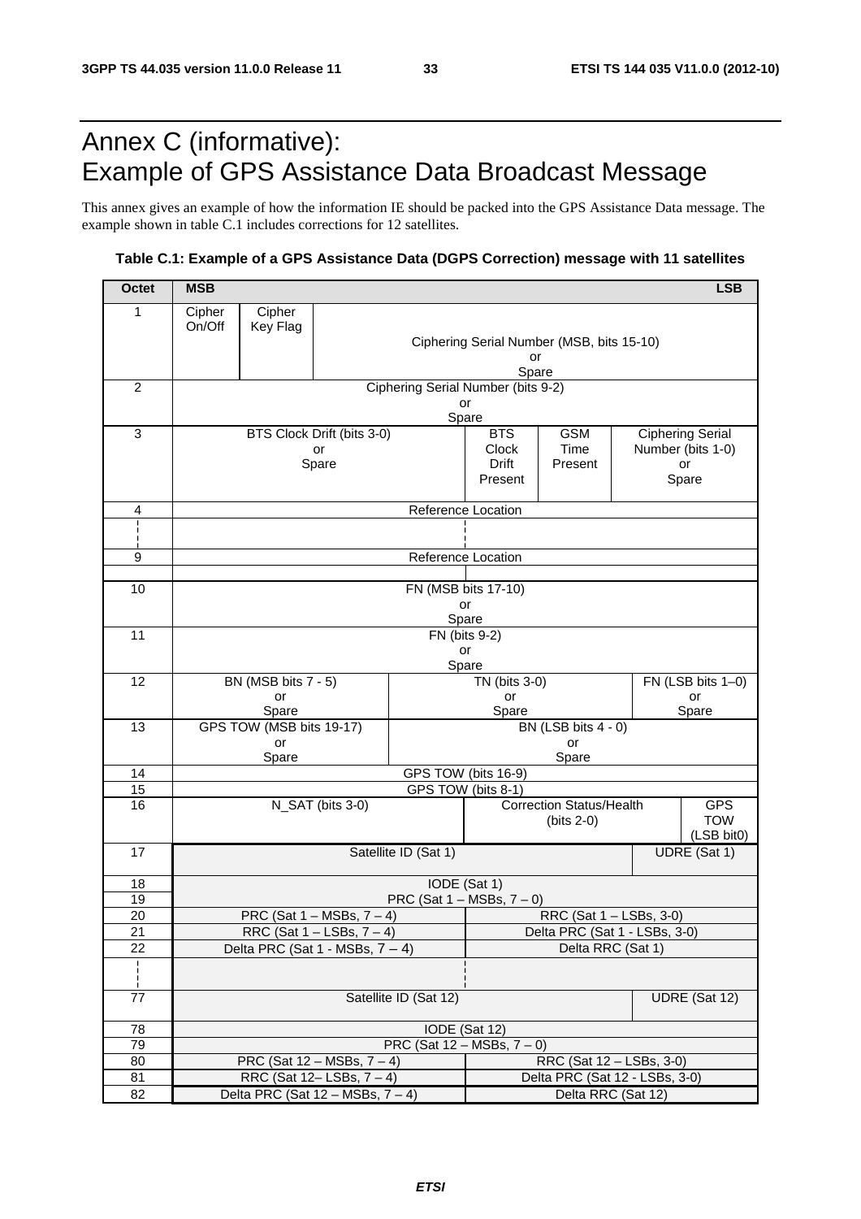# Annex C (informative): Example of GPS Assistance Data Broadcast Message

This annex gives an example of how the information IE should be packed into the GPS Assistance Data message. The example shown in table C.1 includes corrections for 12 satellites.

**Table C.1: Example of a GPS Assistance Data (DGPS Correction) message with 11 satellites**

| Octet | MSB | | | | | | | LSB |
|---|---|---|---|---|---|---|---|---|
| 1 | Cipher On/Off | Cipher Key Flag | Ciphering Serial Number (MSB, bits 15-10) or Spare | | | | | |
| 2 | Ciphering Serial Number (bits 9-2) or Spare | | | | | | | |
| 3 | BTS Clock Drift (bits 3-0) or Spare | | | | BTS Clock Drift Present | GSM Time Present | Ciphering Serial Number (bits 1-0) or Spare | |
| 4 | Reference Location | | | | | | | |
| ¦ | ¦ | | | | | | | |
| 9 | Reference Location | | | | | | | |
| 10 | FN (MSB bits 17-10) or Spare | | | | | | | |
| 11 | FN (bits 9-2) or Spare | | | | | | | |
| 12 | BN (MSB bits 7 - 5) or Spare | | | TN (bits 3-0) or Spare | | | | FN (LSB bits 1–0) or Spare |
| 13 | GPS TOW (MSB bits 19-17) or Spare | | | BN (LSB bits 4 - 0) or Spare | | | | |
| 14 | GPS TOW (bits 16-9) | | | | | | | |
| 15 | GPS TOW (bits 8-1) | | | | | | | |
| 16 | N_SAT (bits 3-0) | | | | Correction Status/Health (bits 2-0) | | | GPS TOW (LSB bit0) |
| 17 | Satellite ID (Sat 1) | | | | | | UDRE (Sat 1) | |
| 18 | IODE (Sat 1) | | | | | | | |
| 19 | PRC (Sat 1 – MSBs, 7 – 0) | | | | | | | |
| 20 | PRC (Sat 1 – MSBs, 7 – 4) | | | | RRC (Sat 1 – LSBs, 3-0) | | | |
| 21 | RRC (Sat 1 – LSBs, 7 – 4) | | | | Delta PRC (Sat 1 - LSBs, 3-0) | | | |
| 22 | Delta PRC (Sat 1 - MSBs, 7 – 4) | | | | Delta RRC (Sat 1) | | | |
| ¦ | ¦ | | | | | | | |
| 77 | Satellite ID (Sat 12) | | | | | | UDRE (Sat 12) | |
| 78 | IODE (Sat 12) | | | | | | | |
| 79 | PRC (Sat 12 – MSBs, 7 – 0) | | | | | | | |
| 80 | PRC (Sat 12 – MSBs, 7 – 4) | | | | RRC (Sat 12 – LSBs, 3-0) | | | |
| 81 | RRC (Sat 12– LSBs, 7 – 4) | | | | Delta PRC (Sat 12 - LSBs, 3-0) | | | |
| 82 | Delta PRC (Sat 12 – MSBs, 7 – 4) | | | | Delta RRC (Sat 12) | | | |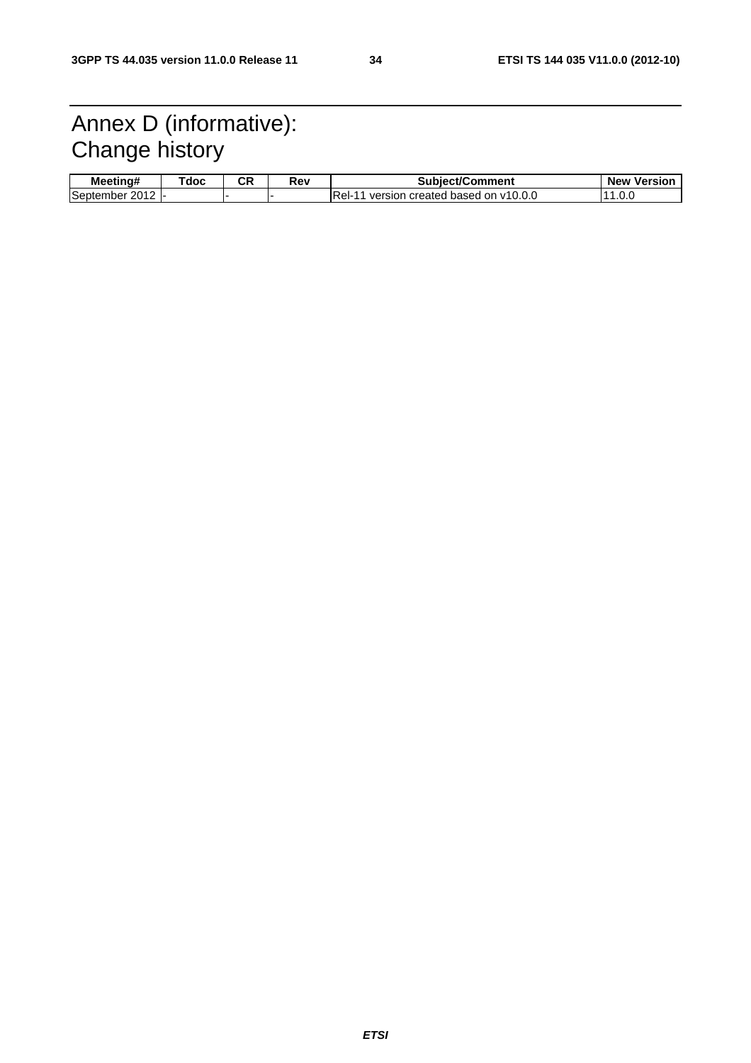# Annex D (informative): Change history

| Meeting# | Tdoc | CR | Rev | Subject/Comment | New Version |
|---|---|---|---|---|---|
| September 2012 | - | - | - | Rel-11 version created based on v10.0.0 | 11.0.0 |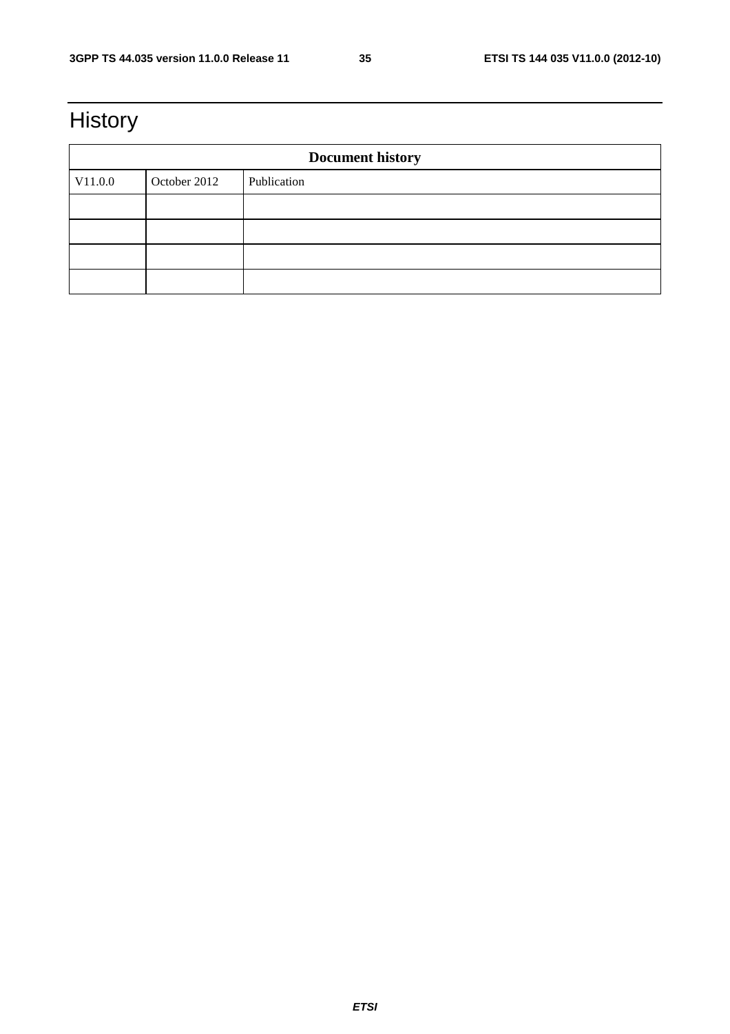# History

| Document history | | |
|---|---|---|
| V11.0.0 | October 2012 | Publication |
| | | |
| | | |
| | | |
| | | |